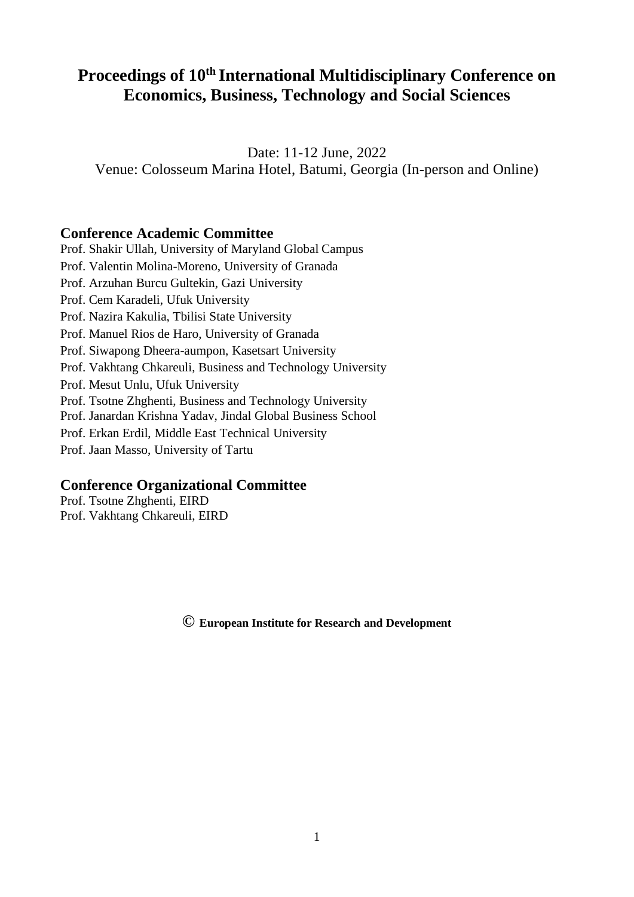# Proceedings of 10th International Multidisciplinary Conference on Economics, Business, Technology and Social Sciences

Date: 11-12 June, 2022

Venue: Colosseum Marina Hotel, Batumi, Georgia (In-person and Online)

## Conference Academic Committee

Prof. Shakir Ullah, University of Maryland Global Campus
Prof. Valentin Molina-Moreno, University of Granada
Prof. Arzuhan Burcu Gultekin, Gazi University
Prof. Cem Karadeli, Ufuk University
Prof. Nazira Kakulia, Tbilisi State University
Prof. Manuel Rios de Haro, University of Granada
Prof. Siwapong Dheera-aumpon, Kasetsart University
Prof. Vakhtang Chkareuli, Business and Technology University
Prof. Mesut Unlu, Ufuk University
Prof. Tsotne Zhghenti, Business and Technology University
Prof. Janardan Krishna Yadav, Jindal Global Business School
Prof. Erkan Erdil, Middle East Technical University
Prof. Jaan Masso, University of Tartu

## Conference Organizational Committee

Prof. Tsotne Zhghenti, EIRD
Prof. Vakhtang Chkareuli, EIRD

© **European Institute for Research and Development**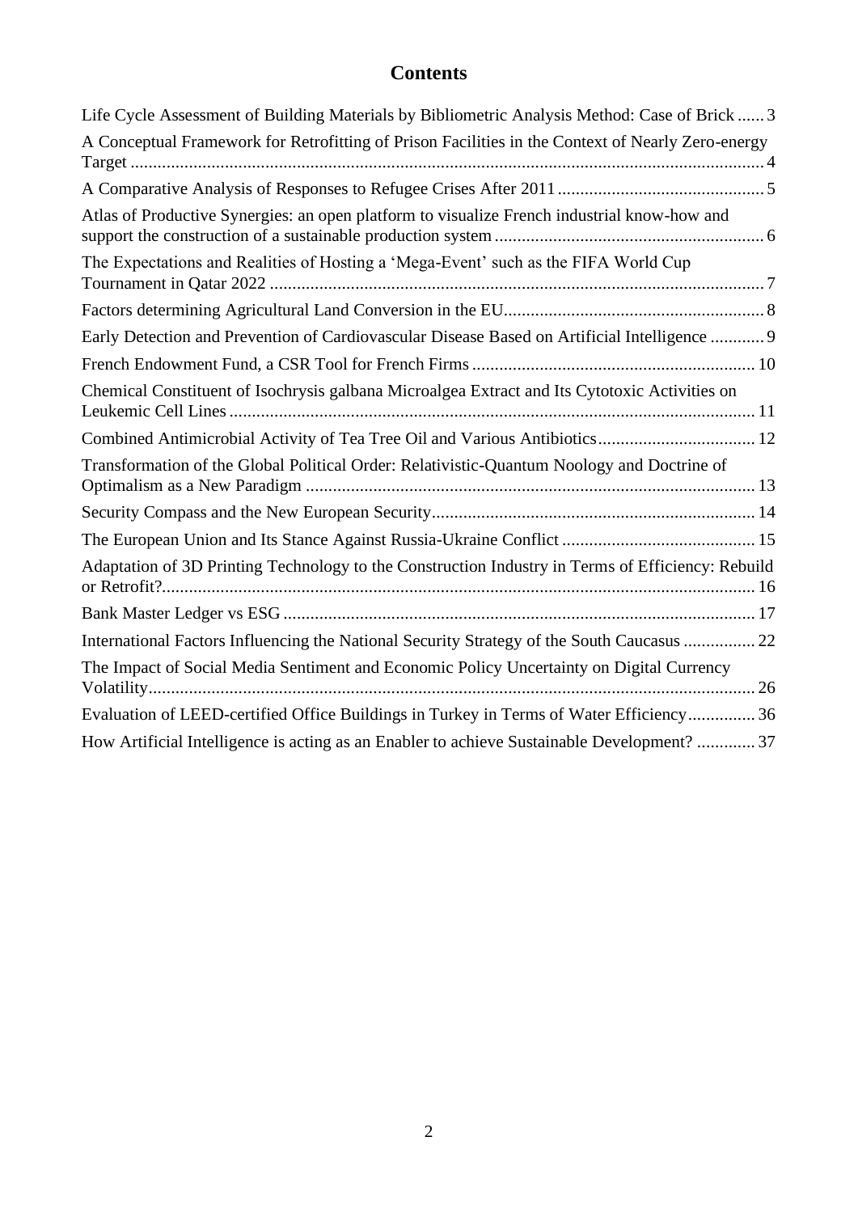# Contents

Life Cycle Assessment of Building Materials by Bibliometric Analysis Method: Case of Brick ...... 3

A Conceptual Framework for Retrofitting of Prison Facilities in the Context of Nearly Zero-energy Target ...... 4

A Comparative Analysis of Responses to Refugee Crises After 2011 ...... 5

Atlas of Productive Synergies: an open platform to visualize French industrial know-how and support the construction of a sustainable production system ...... 6

The Expectations and Realities of Hosting a 'Mega-Event' such as the FIFA World Cup Tournament in Qatar 2022 ...... 7

Factors determining Agricultural Land Conversion in the EU ...... 8

Early Detection and Prevention of Cardiovascular Disease Based on Artificial Intelligence ...... 9

French Endowment Fund, a CSR Tool for French Firms ...... 10

Chemical Constituent of Isochrysis galbana Microalgea Extract and Its Cytotoxic Activities on Leukemic Cell Lines ...... 11

Combined Antimicrobial Activity of Tea Tree Oil and Various Antibiotics ...... 12

Transformation of the Global Political Order: Relativistic-Quantum Noology and Doctrine of Optimalism as a New Paradigm ...... 13

Security Compass and the New European Security ...... 14

The European Union and Its Stance Against Russia-Ukraine Conflict ...... 15

Adaptation of 3D Printing Technology to the Construction Industry in Terms of Efficiency: Rebuild or Retrofit? ...... 16

Bank Master Ledger vs ESG ...... 17

International Factors Influencing the National Security Strategy of the South Caucasus ...... 22

The Impact of Social Media Sentiment and Economic Policy Uncertainty on Digital Currency Volatility ...... 26

Evaluation of LEED-certified Office Buildings in Turkey in Terms of Water Efficiency ...... 36

How Artificial Intelligence is acting as an Enabler to achieve Sustainable Development? ...... 37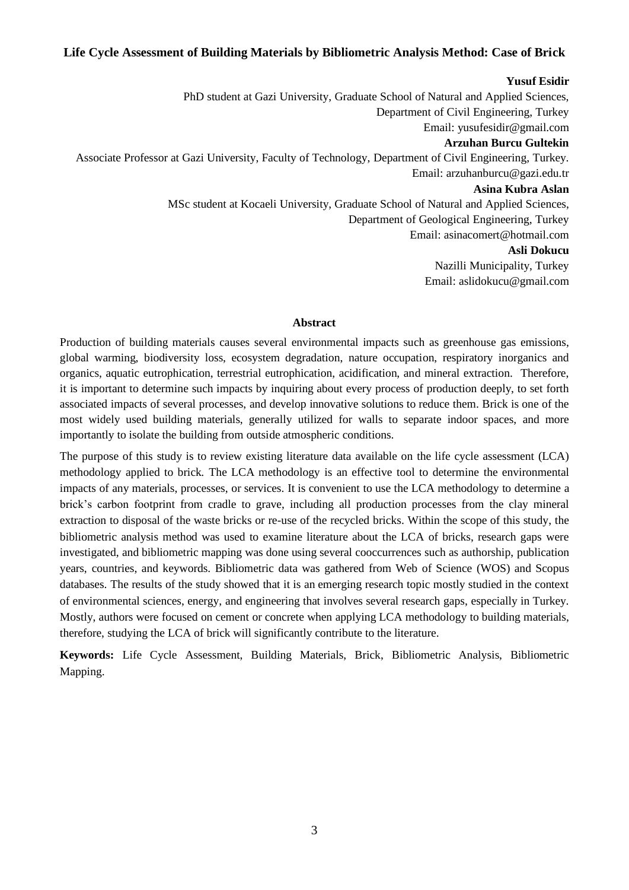# Life Cycle Assessment of Building Materials by Bibliometric Analysis Method: Case of Brick

**Yusuf Esidir**

PhD student at Gazi University, Graduate School of Natural and Applied Sciences, Department of Civil Engineering, Turkey

Email: yusufesidir@gmail.com

**Arzuhan Burcu Gultekin**

Associate Professor at Gazi University, Faculty of Technology, Department of Civil Engineering, Turkey.

Email: arzuhanburcu@gazi.edu.tr

**Asina Kubra Aslan**

MSc student at Kocaeli University, Graduate School of Natural and Applied Sciences, Department of Geological Engineering, Turkey

Email: asinacomert@hotmail.com

**Asli Dokucu**

Nazilli Municipality, Turkey

Email: aslidokucu@gmail.com

## Abstract

Production of building materials causes several environmental impacts such as greenhouse gas emissions, global warming, biodiversity loss, ecosystem degradation, nature occupation, respiratory inorganics and organics, aquatic eutrophication, terrestrial eutrophication, acidification, and mineral extraction. Therefore, it is important to determine such impacts by inquiring about every process of production deeply, to set forth associated impacts of several processes, and develop innovative solutions to reduce them. Brick is one of the most widely used building materials, generally utilized for walls to separate indoor spaces, and more importantly to isolate the building from outside atmospheric conditions.

The purpose of this study is to review existing literature data available on the life cycle assessment (LCA) methodology applied to brick. The LCA methodology is an effective tool to determine the environmental impacts of any materials, processes, or services. It is convenient to use the LCA methodology to determine a brick's carbon footprint from cradle to grave, including all production processes from the clay mineral extraction to disposal of the waste bricks or re-use of the recycled bricks. Within the scope of this study, the bibliometric analysis method was used to examine literature about the LCA of bricks, research gaps were investigated, and bibliometric mapping was done using several cooccurrences such as authorship, publication years, countries, and keywords. Bibliometric data was gathered from Web of Science (WOS) and Scopus databases. The results of the study showed that it is an emerging research topic mostly studied in the context of environmental sciences, energy, and engineering that involves several research gaps, especially in Turkey. Mostly, authors were focused on cement or concrete when applying LCA methodology to building materials, therefore, studying the LCA of brick will significantly contribute to the literature.

**Keywords:** Life Cycle Assessment, Building Materials, Brick, Bibliometric Analysis, Bibliometric Mapping.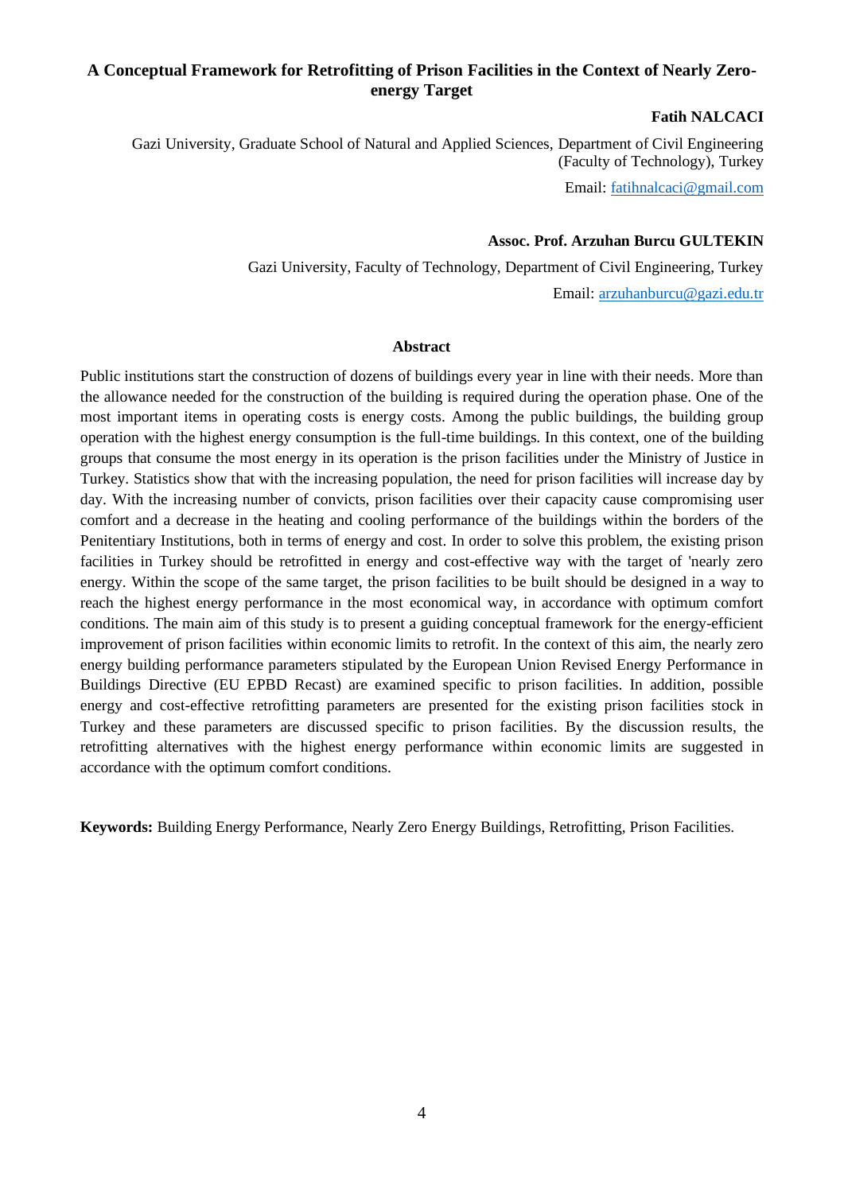## A Conceptual Framework for Retrofitting of Prison Facilities in the Context of Nearly Zero-energy Target

**Fatih NALCACI**

Gazi University, Graduate School of Natural and Applied Sciences, Department of Civil Engineering (Faculty of Technology), Turkey

Email: fatihnalcaci@gmail.com

**Assoc. Prof. Arzuhan Burcu GULTEKIN**

Gazi University, Faculty of Technology, Department of Civil Engineering, Turkey

Email: arzuhanburcu@gazi.edu.tr

### Abstract

Public institutions start the construction of dozens of buildings every year in line with their needs. More than the allowance needed for the construction of the building is required during the operation phase. One of the most important items in operating costs is energy costs. Among the public buildings, the building group operation with the highest energy consumption is the full-time buildings. In this context, one of the building groups that consume the most energy in its operation is the prison facilities under the Ministry of Justice in Turkey. Statistics show that with the increasing population, the need for prison facilities will increase day by day. With the increasing number of convicts, prison facilities over their capacity cause compromising user comfort and a decrease in the heating and cooling performance of the buildings within the borders of the Penitentiary Institutions, both in terms of energy and cost. In order to solve this problem, the existing prison facilities in Turkey should be retrofitted in energy and cost-effective way with the target of 'nearly zero energy. Within the scope of the same target, the prison facilities to be built should be designed in a way to reach the highest energy performance in the most economical way, in accordance with optimum comfort conditions. The main aim of this study is to present a guiding conceptual framework for the energy-efficient improvement of prison facilities within economic limits to retrofit. In the context of this aim, the nearly zero energy building performance parameters stipulated by the European Union Revised Energy Performance in Buildings Directive (EU EPBD Recast) are examined specific to prison facilities. In addition, possible energy and cost-effective retrofitting parameters are presented for the existing prison facilities stock in Turkey and these parameters are discussed specific to prison facilities. By the discussion results, the retrofitting alternatives with the highest energy performance within economic limits are suggested in accordance with the optimum comfort conditions.

**Keywords:** Building Energy Performance, Nearly Zero Energy Buildings, Retrofitting, Prison Facilities.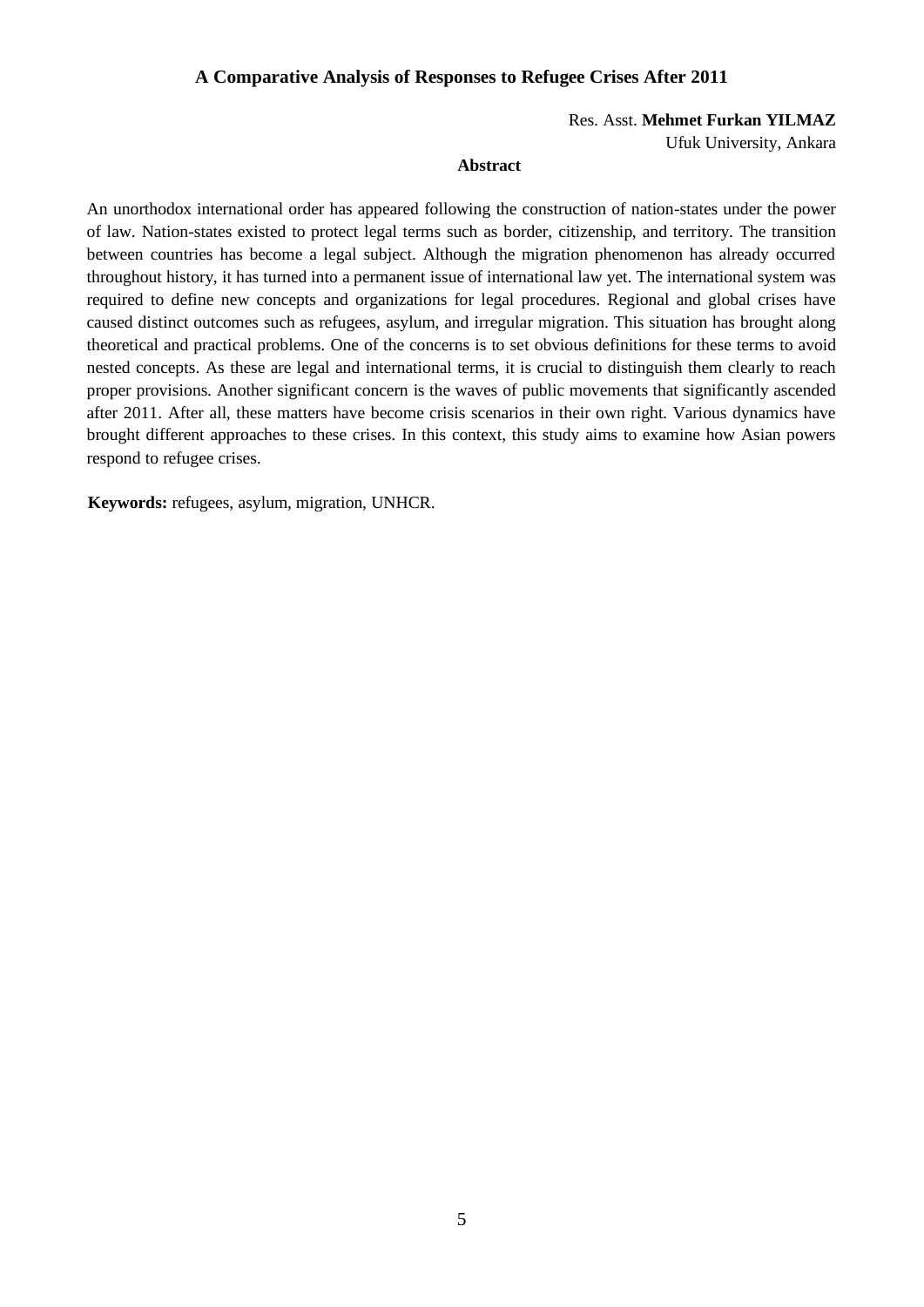# A Comparative Analysis of Responses to Refugee Crises After 2011

Res. Asst. **Mehmet Furkan YILMAZ**
Ufuk University, Ankara

**Abstract**

An unorthodox international order has appeared following the construction of nation-states under the power of law. Nation-states existed to protect legal terms such as border, citizenship, and territory. The transition between countries has become a legal subject. Although the migration phenomenon has already occurred throughout history, it has turned into a permanent issue of international law yet. The international system was required to define new concepts and organizations for legal procedures. Regional and global crises have caused distinct outcomes such as refugees, asylum, and irregular migration. This situation has brought along theoretical and practical problems. One of the concerns is to set obvious definitions for these terms to avoid nested concepts. As these are legal and international terms, it is crucial to distinguish them clearly to reach proper provisions. Another significant concern is the waves of public movements that significantly ascended after 2011. After all, these matters have become crisis scenarios in their own right. Various dynamics have brought different approaches to these crises. In this context, this study aims to examine how Asian powers respond to refugee crises.

**Keywords:** refugees, asylum, migration, UNHCR.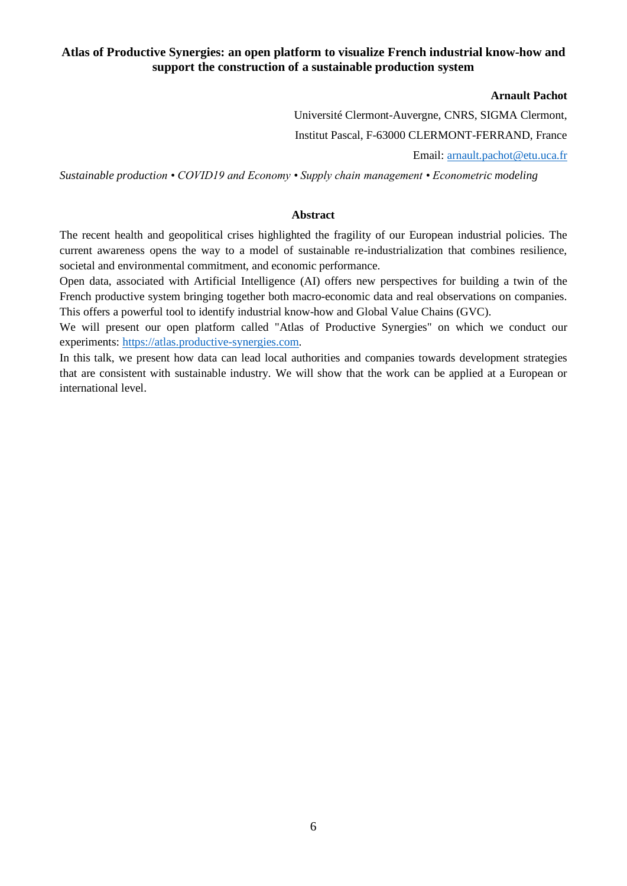**Atlas of Productive Synergies: an open platform to visualize French industrial know-how and support the construction of a sustainable production system**

**Arnault Pachot**

Université Clermont-Auvergne, CNRS, SIGMA Clermont,

Institut Pascal, F-63000 CLERMONT-FERRAND, France

Email: arnault.pachot@etu.uca.fr

*Sustainable production • COVID19 and Economy • Supply chain management • Econometric modeling*

**Abstract**

The recent health and geopolitical crises highlighted the fragility of our European industrial policies. The current awareness opens the way to a model of sustainable re-industrialization that combines resilience, societal and environmental commitment, and economic performance.

Open data, associated with Artificial Intelligence (AI) offers new perspectives for building a twin of the French productive system bringing together both macro-economic data and real observations on companies. This offers a powerful tool to identify industrial know-how and Global Value Chains (GVC).

We will present our open platform called "Atlas of Productive Synergies" on which we conduct our experiments: https://atlas.productive-synergies.com.

In this talk, we present how data can lead local authorities and companies towards development strategies that are consistent with sustainable industry. We will show that the work can be applied at a European or international level.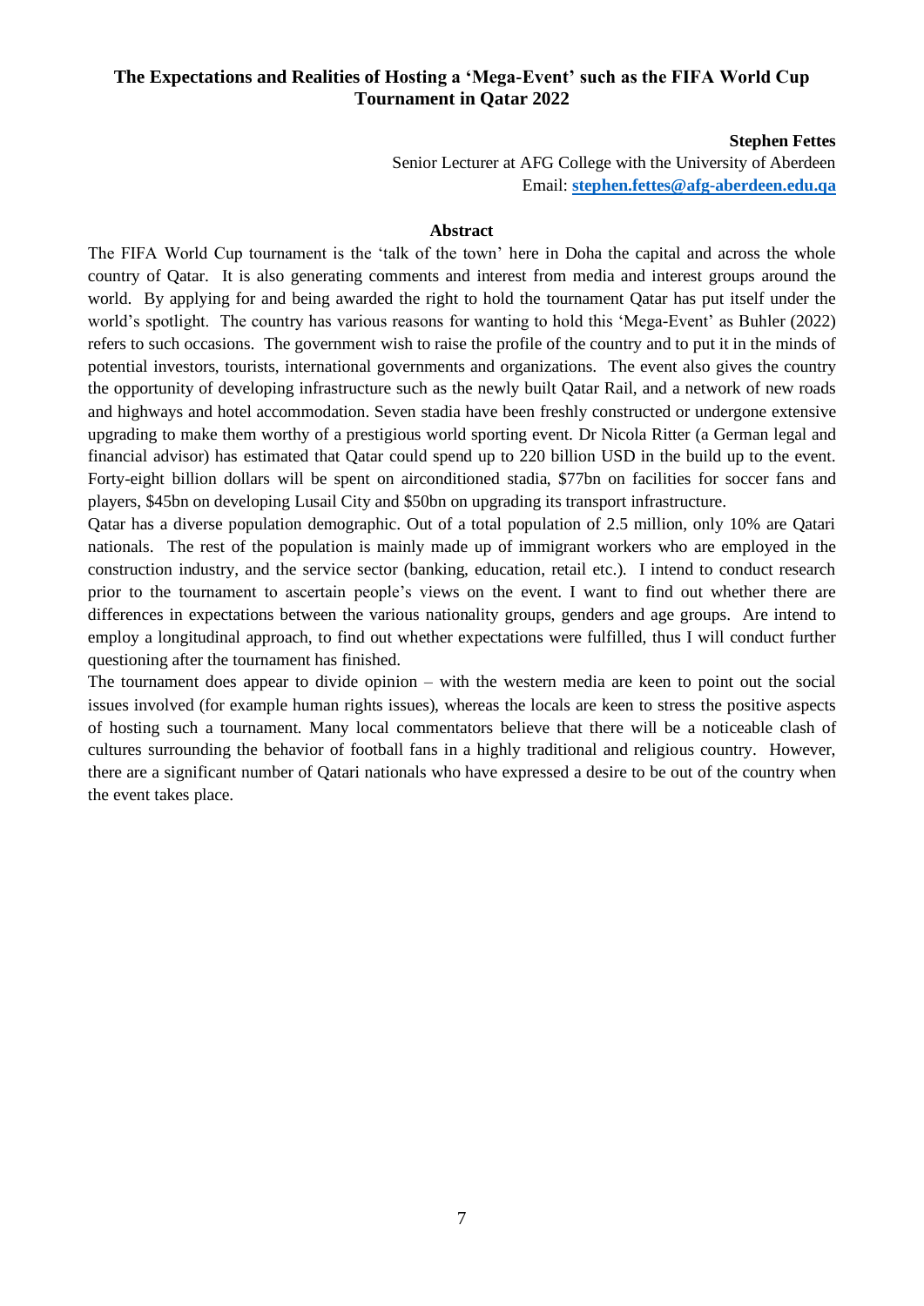## The Expectations and Realities of Hosting a 'Mega-Event' such as the FIFA World Cup Tournament in Qatar 2022

**Stephen Fettes**

Senior Lecturer at AFG College with the University of Aberdeen

Email: **stephen.fettes@afg-aberdeen.edu.qa**

### Abstract

The FIFA World Cup tournament is the 'talk of the town' here in Doha the capital and across the whole country of Qatar. It is also generating comments and interest from media and interest groups around the world. By applying for and being awarded the right to hold the tournament Qatar has put itself under the world's spotlight. The country has various reasons for wanting to hold this 'Mega-Event' as Buhler (2022) refers to such occasions. The government wish to raise the profile of the country and to put it in the minds of potential investors, tourists, international governments and organizations. The event also gives the country the opportunity of developing infrastructure such as the newly built Qatar Rail, and a network of new roads and highways and hotel accommodation. Seven stadia have been freshly constructed or undergone extensive upgrading to make them worthy of a prestigious world sporting event. Dr Nicola Ritter (a German legal and financial advisor) has estimated that Qatar could spend up to 220 billion USD in the build up to the event. Forty-eight billion dollars will be spent on airconditioned stadia, $77bn on facilities for soccer fans and players, $45bn on developing Lusail City and $50bn on upgrading its transport infrastructure.

Qatar has a diverse population demographic. Out of a total population of 2.5 million, only 10% are Qatari nationals. The rest of the population is mainly made up of immigrant workers who are employed in the construction industry, and the service sector (banking, education, retail etc.). I intend to conduct research prior to the tournament to ascertain people's views on the event. I want to find out whether there are differences in expectations between the various nationality groups, genders and age groups. Are intend to employ a longitudinal approach, to find out whether expectations were fulfilled, thus I will conduct further questioning after the tournament has finished.

The tournament does appear to divide opinion – with the western media are keen to point out the social issues involved (for example human rights issues), whereas the locals are keen to stress the positive aspects of hosting such a tournament. Many local commentators believe that there will be a noticeable clash of cultures surrounding the behavior of football fans in a highly traditional and religious country. However, there are a significant number of Qatari nationals who have expressed a desire to be out of the country when the event takes place.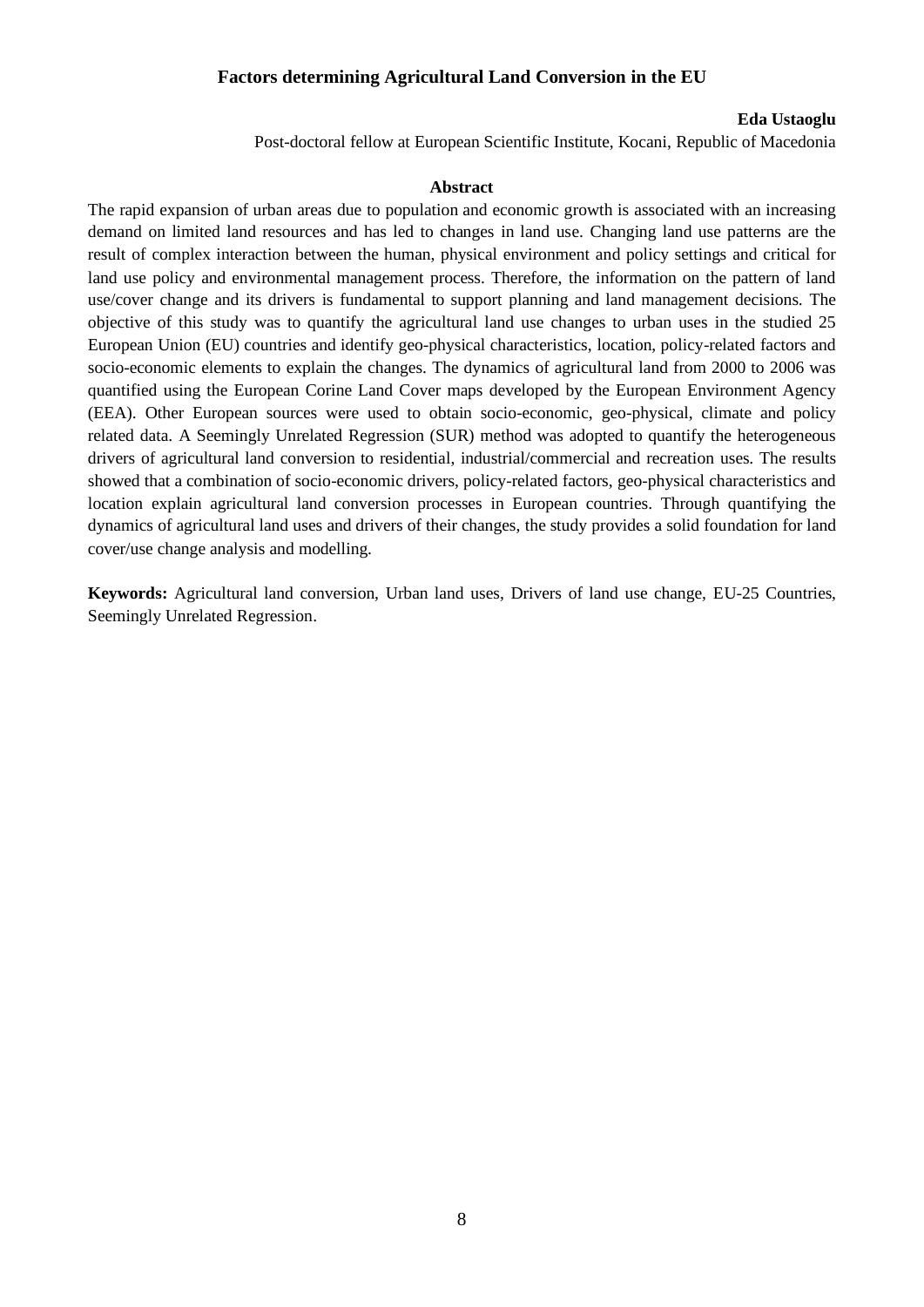## Factors determining Agricultural Land Conversion in the EU

**Eda Ustaoglu**

Post-doctoral fellow at European Scientific Institute, Kocani, Republic of Macedonia

### Abstract

The rapid expansion of urban areas due to population and economic growth is associated with an increasing demand on limited land resources and has led to changes in land use. Changing land use patterns are the result of complex interaction between the human, physical environment and policy settings and critical for land use policy and environmental management process. Therefore, the information on the pattern of land use/cover change and its drivers is fundamental to support planning and land management decisions. The objective of this study was to quantify the agricultural land use changes to urban uses in the studied 25 European Union (EU) countries and identify geo-physical characteristics, location, policy-related factors and socio-economic elements to explain the changes. The dynamics of agricultural land from 2000 to 2006 was quantified using the European Corine Land Cover maps developed by the European Environment Agency (EEA). Other European sources were used to obtain socio-economic, geo-physical, climate and policy related data. A Seemingly Unrelated Regression (SUR) method was adopted to quantify the heterogeneous drivers of agricultural land conversion to residential, industrial/commercial and recreation uses. The results showed that a combination of socio-economic drivers, policy-related factors, geo-physical characteristics and location explain agricultural land conversion processes in European countries. Through quantifying the dynamics of agricultural land uses and drivers of their changes, the study provides a solid foundation for land cover/use change analysis and modelling.

**Keywords:** Agricultural land conversion, Urban land uses, Drivers of land use change, EU-25 Countries, Seemingly Unrelated Regression.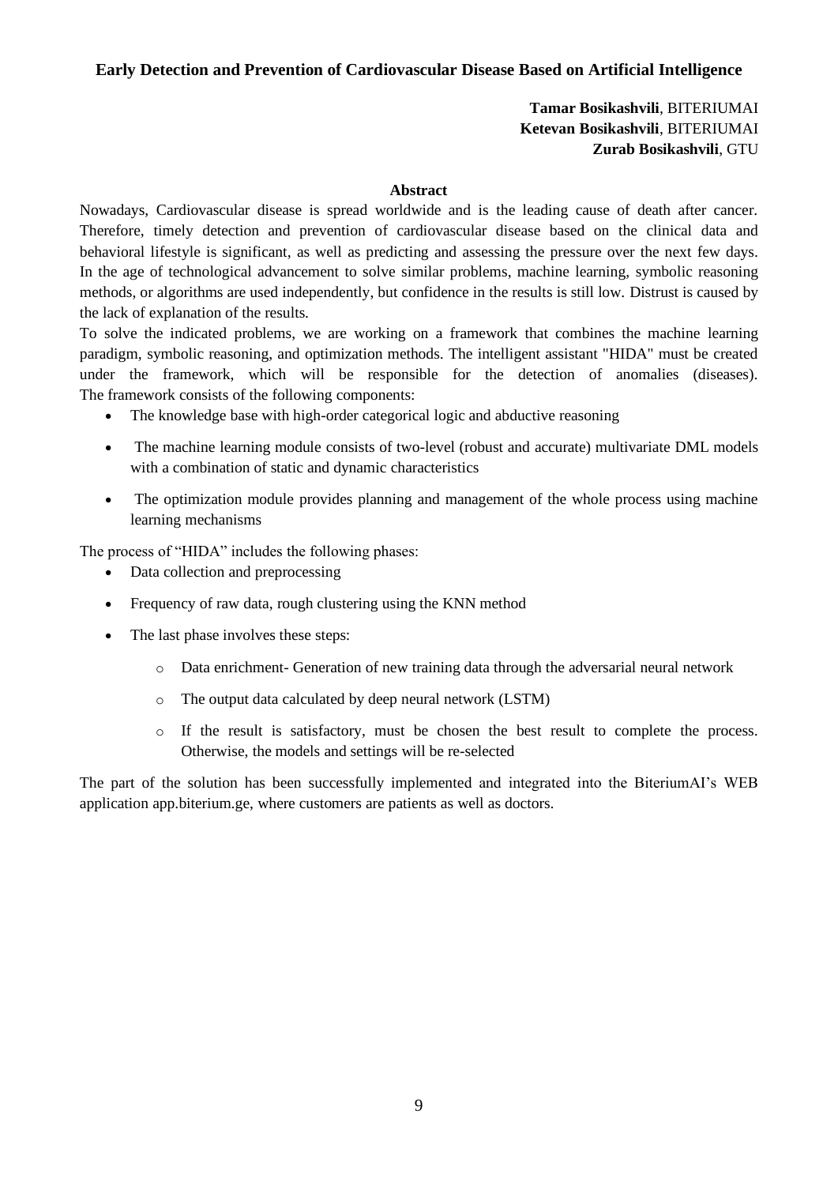## Early Detection and Prevention of Cardiovascular Disease Based on Artificial Intelligence

**Tamar Bosikashvili**, BITERIUMAI
**Ketevan Bosikashvili**, BITERIUMAI
**Zurab Bosikashvili**, GTU

### Abstract

Nowadays, Cardiovascular disease is spread worldwide and is the leading cause of death after cancer. Therefore, timely detection and prevention of cardiovascular disease based on the clinical data and behavioral lifestyle is significant, as well as predicting and assessing the pressure over the next few days. In the age of technological advancement to solve similar problems, machine learning, symbolic reasoning methods, or algorithms are used independently, but confidence in the results is still low. Distrust is caused by the lack of explanation of the results.

To solve the indicated problems, we are working on a framework that combines the machine learning paradigm, symbolic reasoning, and optimization methods. The intelligent assistant "HIDA" must be created under the framework, which will be responsible for the detection of anomalies (diseases). The framework consists of the following components:

- The knowledge base with high-order categorical logic and abductive reasoning
- The machine learning module consists of two-level (robust and accurate) multivariate DML models with a combination of static and dynamic characteristics
- The optimization module provides planning and management of the whole process using machine learning mechanisms

The process of "HIDA" includes the following phases:

- Data collection and preprocessing
- Frequency of raw data, rough clustering using the KNN method
- The last phase involves these steps:
  - Data enrichment- Generation of new training data through the adversarial neural network
  - The output data calculated by deep neural network (LSTM)
  - If the result is satisfactory, must be chosen the best result to complete the process. Otherwise, the models and settings will be re-selected

The part of the solution has been successfully implemented and integrated into the BiteriumAI's WEB application app.biterium.ge, where customers are patients as well as doctors.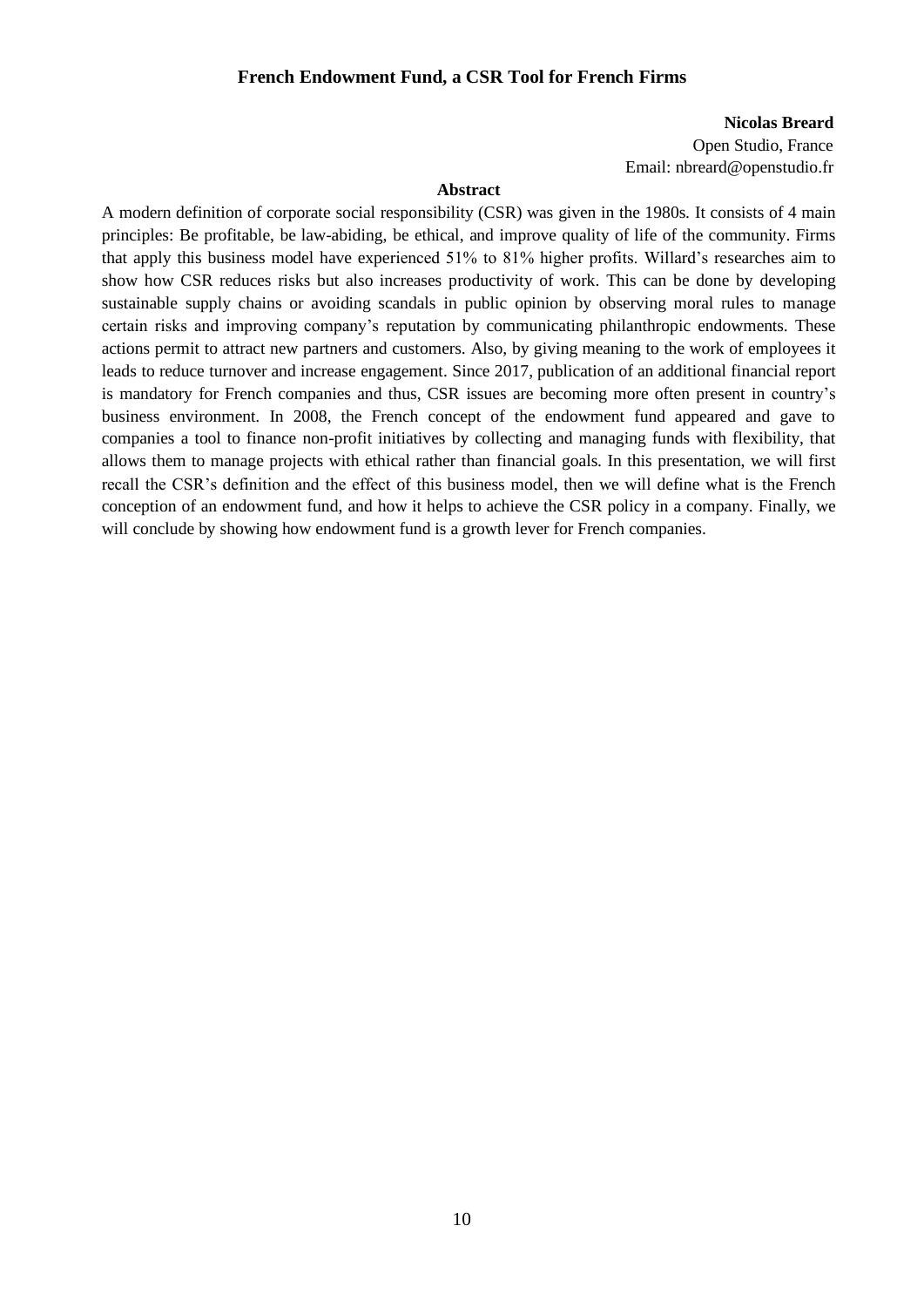# French Endowment Fund, a CSR Tool for French Firms

**Nicolas Breard**
Open Studio, France
Email: nbreard@openstudio.fr

## Abstract

A modern definition of corporate social responsibility (CSR) was given in the 1980s. It consists of 4 main principles: Be profitable, be law-abiding, be ethical, and improve quality of life of the community. Firms that apply this business model have experienced 51% to 81% higher profits. Willard's researches aim to show how CSR reduces risks but also increases productivity of work. This can be done by developing sustainable supply chains or avoiding scandals in public opinion by observing moral rules to manage certain risks and improving company's reputation by communicating philanthropic endowments. These actions permit to attract new partners and customers. Also, by giving meaning to the work of employees it leads to reduce turnover and increase engagement. Since 2017, publication of an additional financial report is mandatory for French companies and thus, CSR issues are becoming more often present in country's business environment. In 2008, the French concept of the endowment fund appeared and gave to companies a tool to finance non-profit initiatives by collecting and managing funds with flexibility, that allows them to manage projects with ethical rather than financial goals. In this presentation, we will first recall the CSR's definition and the effect of this business model, then we will define what is the French conception of an endowment fund, and how it helps to achieve the CSR policy in a company. Finally, we will conclude by showing how endowment fund is a growth lever for French companies.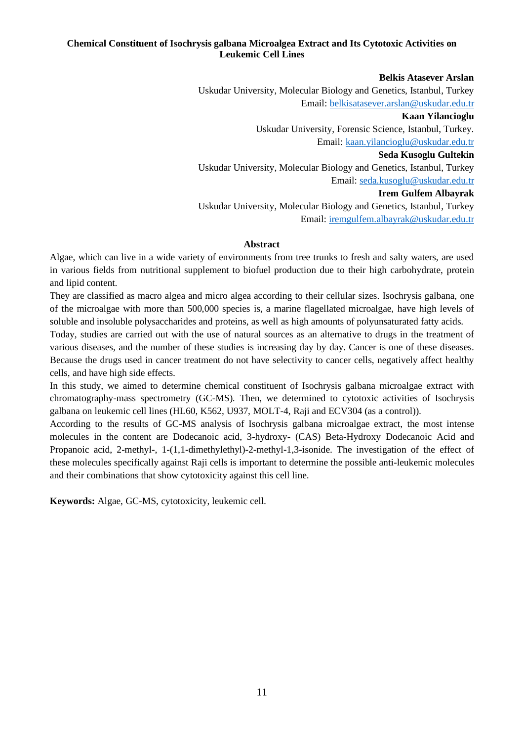**Chemical Constituent of Isochrysis galbana Microalgea Extract and Its Cytotoxic Activities on Leukemic Cell Lines**

**Belkis Atasever Arslan**
Uskudar University, Molecular Biology and Genetics, Istanbul, Turkey
Email: belkisatasever.arslan@uskudar.edu.tr

**Kaan Yilancioglu**
Uskudar University, Forensic Science, Istanbul, Turkey.
Email: kaan.yilancioglu@uskudar.edu.tr

**Seda Kusoglu Gultekin**
Uskudar University, Molecular Biology and Genetics, Istanbul, Turkey
Email: seda.kusoglu@uskudar.edu.tr

**Irem Gulfem Albayrak**
Uskudar University, Molecular Biology and Genetics, Istanbul, Turkey
Email: iremgulfem.albayrak@uskudar.edu.tr

## Abstract

Algae, which can live in a wide variety of environments from tree trunks to fresh and salty waters, are used in various fields from nutritional supplement to biofuel production due to their high carbohydrate, protein and lipid content.

They are classified as macro algea and micro algea according to their cellular sizes. Isochrysis galbana, one of the microalgae with more than 500,000 species is, a marine flagellated microalgae, have high levels of soluble and insoluble polysaccharides and proteins, as well as high amounts of polyunsaturated fatty acids.

Today, studies are carried out with the use of natural sources as an alternative to drugs in the treatment of various diseases, and the number of these studies is increasing day by day. Cancer is one of these diseases. Because the drugs used in cancer treatment do not have selectivity to cancer cells, negatively affect healthy cells, and have high side effects.

In this study, we aimed to determine chemical constituent of Isochrysis galbana microalgae extract with chromatography-mass spectrometry (GC-MS). Then, we determined to cytotoxic activities of Isochrysis galbana on leukemic cell lines (HL60, K562, U937, MOLT-4, Raji and ECV304 (as a control)).

According to the results of GC-MS analysis of Isochrysis galbana microalgae extract, the most intense molecules in the content are Dodecanoic acid, 3-hydroxy- (CAS) Beta-Hydroxy Dodecanoic Acid and Propanoic acid, 2-methyl-, 1-(1,1-dimethylethyl)-2-methyl-1,3-isonide. The investigation of the effect of these molecules specifically against Raji cells is important to determine the possible anti-leukemic molecules and their combinations that show cytotoxicity against this cell line.

**Keywords:** Algae, GC-MS, cytotoxicity, leukemic cell.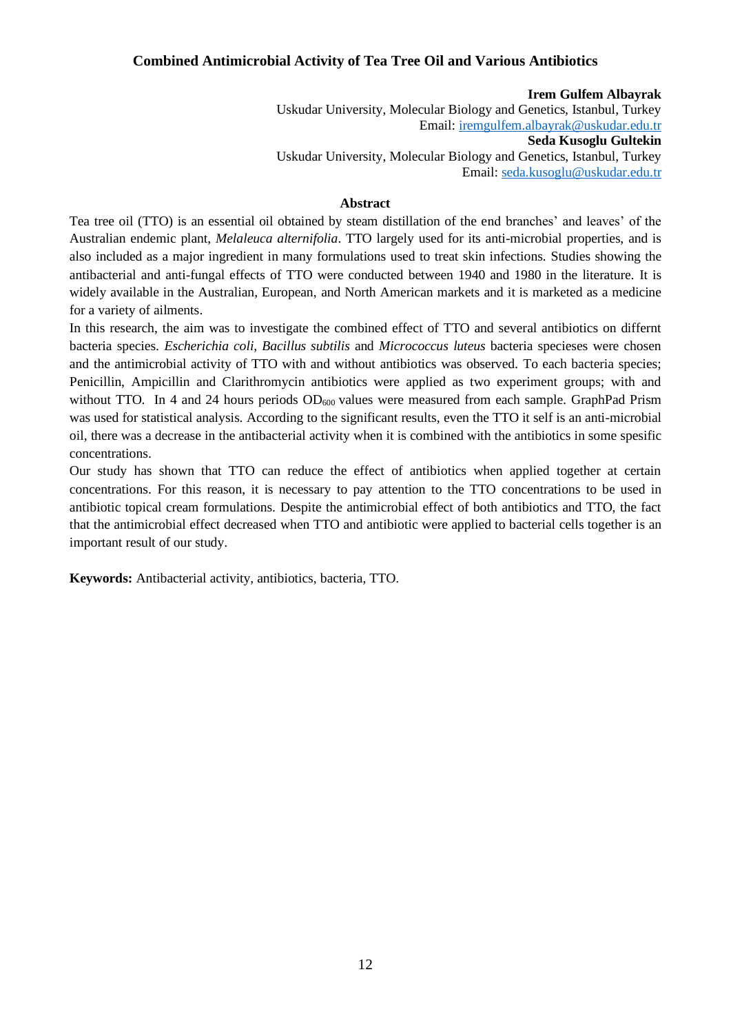## Combined Antimicrobial Activity of Tea Tree Oil and Various Antibiotics

**Irem Gulfem Albayrak**
Uskudar University, Molecular Biology and Genetics, Istanbul, Turkey
Email: iremgulfem.albayrak@uskudar.edu.tr

**Seda Kusoglu Gultekin**
Uskudar University, Molecular Biology and Genetics, Istanbul, Turkey
Email: seda.kusoglu@uskudar.edu.tr

### Abstract

Tea tree oil (TTO) is an essential oil obtained by steam distillation of the end branches' and leaves' of the Australian endemic plant, *Melaleuca alternifolia*. TTO largely used for its anti-microbial properties, and is also included as a major ingredient in many formulations used to treat skin infections. Studies showing the antibacterial and anti-fungal effects of TTO were conducted between 1940 and 1980 in the literature. It is widely available in the Australian, European, and North American markets and it is marketed as a medicine for a variety of ailments.

In this research, the aim was to investigate the combined effect of TTO and several antibiotics on differnt bacteria species. *Escherichia coli*, *Bacillus subtilis* and *Micrococcus luteus* bacteria specieses were chosen and the antimicrobial activity of TTO with and without antibiotics was observed. To each bacteria species; Penicillin, Ampicillin and Clarithromycin antibiotics were applied as two experiment groups; with and without TTO. In 4 and 24 hours periods $OD_{600}$ values were measured from each sample. GraphPad Prism was used for statistical analysis. According to the significant results, even the TTO it self is an anti-microbial oil, there was a decrease in the antibacterial activity when it is combined with the antibiotics in some spesific concentrations.

Our study has shown that TTO can reduce the effect of antibiotics when applied together at certain concentrations. For this reason, it is necessary to pay attention to the TTO concentrations to be used in antibiotic topical cream formulations. Despite the antimicrobial effect of both antibiotics and TTO, the fact that the antimicrobial effect decreased when TTO and antibiotic were applied to bacterial cells together is an important result of our study.

**Keywords:** Antibacterial activity, antibiotics, bacteria, TTO.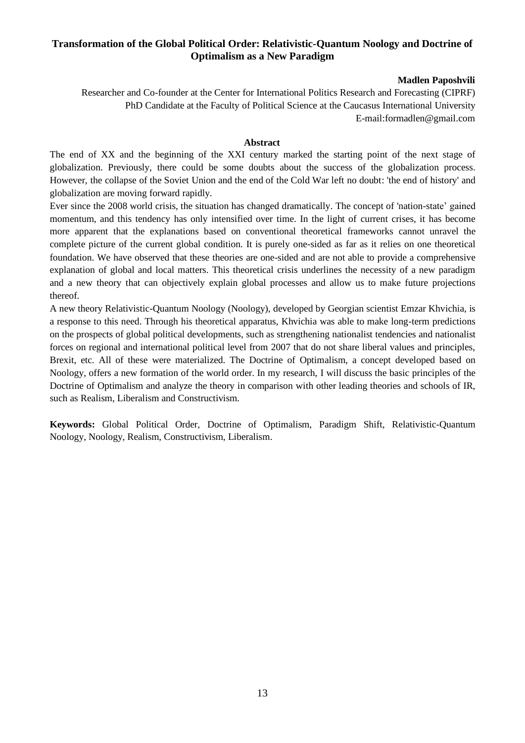## Transformation of the Global Political Order: Relativistic-Quantum Noology and Doctrine of Optimalism as a New Paradigm

**Madlen Paposhvili**

Researcher and Co-founder at the Center for International Politics Research and Forecasting (CIPRF)
PhD Candidate at the Faculty of Political Science at the Caucasus International University
E-mail:formadlen@gmail.com

### Abstract

The end of XX and the beginning of the XXI century marked the starting point of the next stage of globalization. Previously, there could be some doubts about the success of the globalization process. However, the collapse of the Soviet Union and the end of the Cold War left no doubt: 'the end of history' and globalization are moving forward rapidly.

Ever since the 2008 world crisis, the situation has changed dramatically. The concept of 'nation-state' gained momentum, and this tendency has only intensified over time. In the light of current crises, it has become more apparent that the explanations based on conventional theoretical frameworks cannot unravel the complete picture of the current global condition. It is purely one-sided as far as it relies on one theoretical foundation. We have observed that these theories are one-sided and are not able to provide a comprehensive explanation of global and local matters. This theoretical crisis underlines the necessity of a new paradigm and a new theory that can objectively explain global processes and allow us to make future projections thereof.

A new theory Relativistic-Quantum Noology (Noology), developed by Georgian scientist Emzar Khvichia, is a response to this need. Through his theoretical apparatus, Khvichia was able to make long-term predictions on the prospects of global political developments, such as strengthening nationalist tendencies and nationalist forces on regional and international political level from 2007 that do not share liberal values and principles, Brexit, etc. All of these were materialized. The Doctrine of Optimalism, a concept developed based on Noology, offers a new formation of the world order. In my research, I will discuss the basic principles of the Doctrine of Optimalism and analyze the theory in comparison with other leading theories and schools of IR, such as Realism, Liberalism and Constructivism.

**Keywords:** Global Political Order, Doctrine of Optimalism, Paradigm Shift, Relativistic-Quantum Noology, Noology, Realism, Constructivism, Liberalism.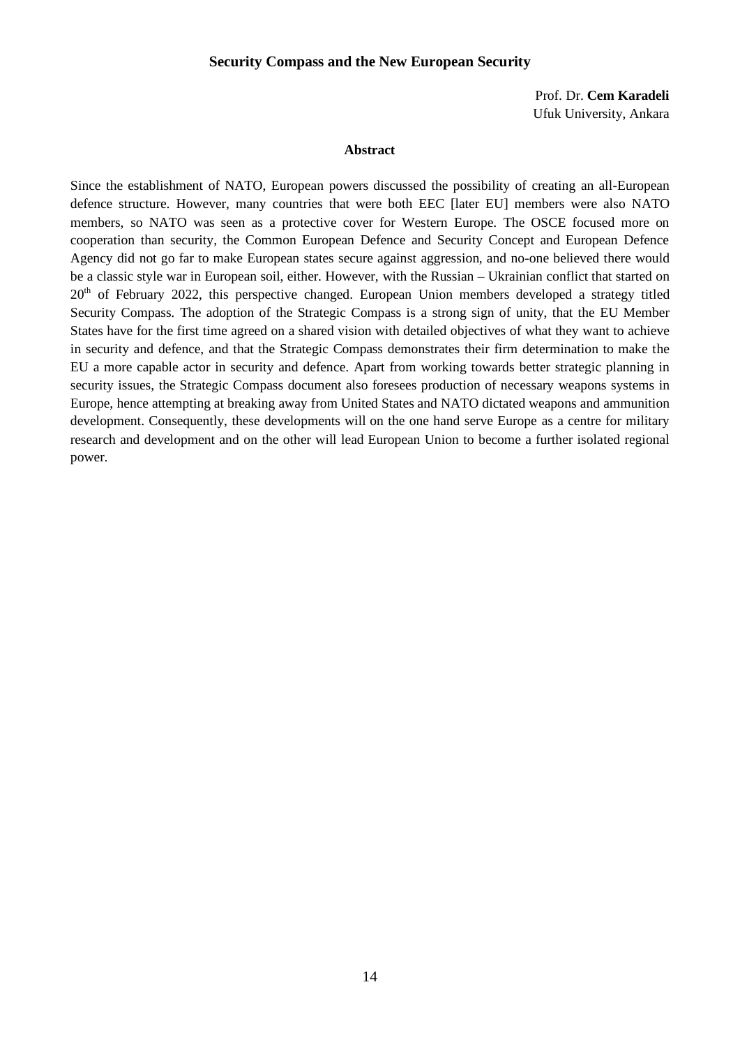# Security Compass and the New European Security

Prof. Dr. **Cem Karadeli**
Ufuk University, Ankara

### Abstract

Since the establishment of NATO, European powers discussed the possibility of creating an all-European defence structure. However, many countries that were both EEC [later EU] members were also NATO members, so NATO was seen as a protective cover for Western Europe. The OSCE focused more on cooperation than security, the Common European Defence and Security Concept and European Defence Agency did not go far to make European states secure against aggression, and no-one believed there would be a classic style war in European soil, either. However, with the Russian – Ukrainian conflict that started on 20th of February 2022, this perspective changed. European Union members developed a strategy titled Security Compass. The adoption of the Strategic Compass is a strong sign of unity, that the EU Member States have for the first time agreed on a shared vision with detailed objectives of what they want to achieve in security and defence, and that the Strategic Compass demonstrates their firm determination to make the EU a more capable actor in security and defence. Apart from working towards better strategic planning in security issues, the Strategic Compass document also foresees production of necessary weapons systems in Europe, hence attempting at breaking away from United States and NATO dictated weapons and ammunition development. Consequently, these developments will on the one hand serve Europe as a centre for military research and development and on the other will lead European Union to become a further isolated regional power.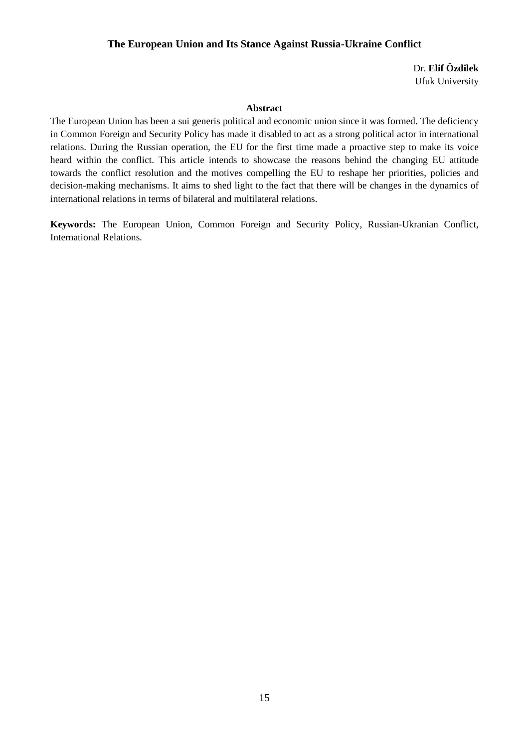## The European Union and Its Stance Against Russia-Ukraine Conflict

Dr. **Elif Özdilek**
Ufuk University

### Abstract

The European Union has been a sui generis political and economic union since it was formed. The deficiency in Common Foreign and Security Policy has made it disabled to act as a strong political actor in international relations. During the Russian operation, the EU for the first time made a proactive step to make its voice heard within the conflict. This article intends to showcase the reasons behind the changing EU attitude towards the conflict resolution and the motives compelling the EU to reshape her priorities, policies and decision-making mechanisms. It aims to shed light to the fact that there will be changes in the dynamics of international relations in terms of bilateral and multilateral relations.

**Keywords:** The European Union, Common Foreign and Security Policy, Russian-Ukranian Conflict, International Relations.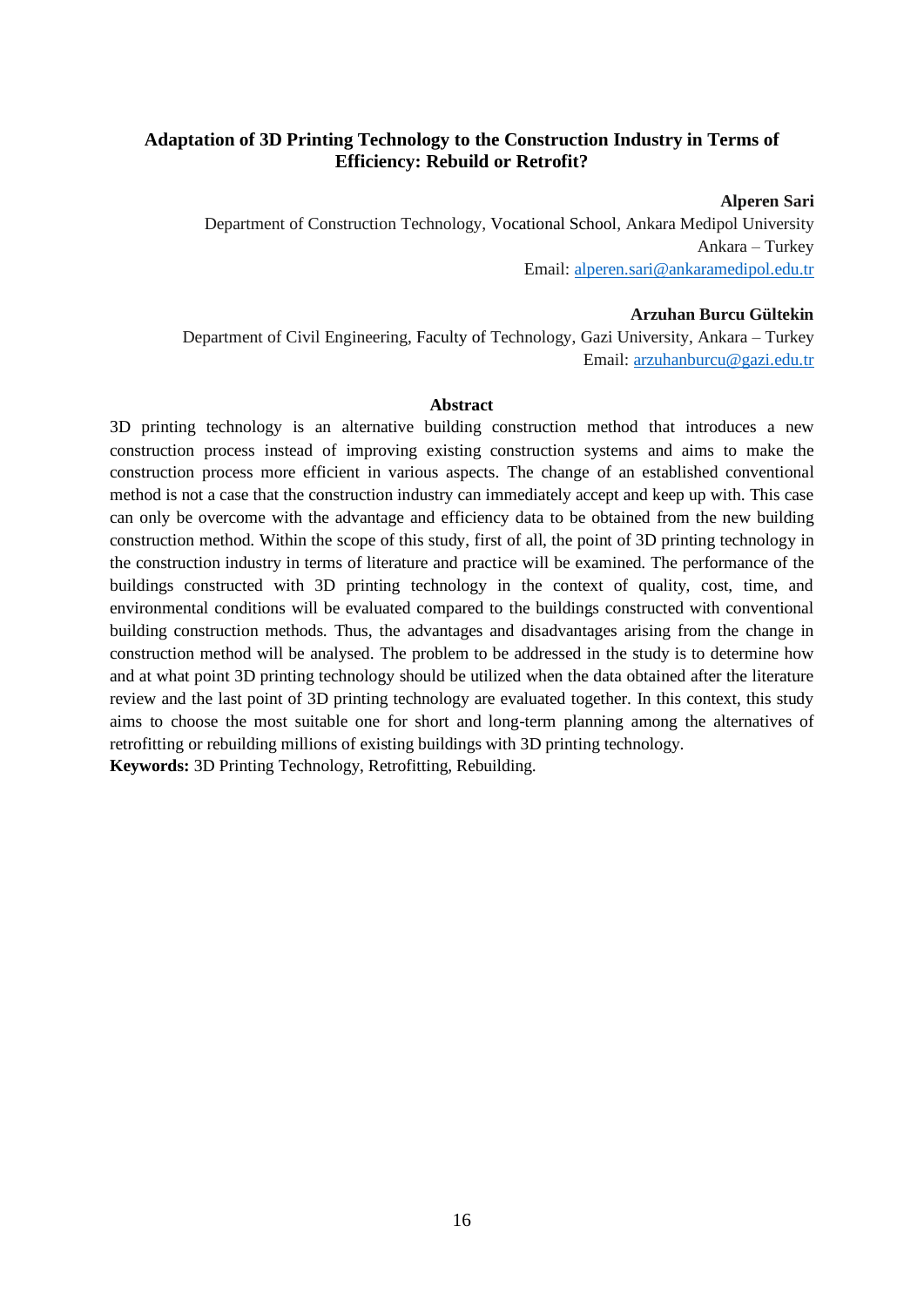## Adaptation of 3D Printing Technology to the Construction Industry in Terms of Efficiency: Rebuild or Retrofit?

**Alperen Sari**

Department of Construction Technology, Vocational School, Ankara Medipol University
Ankara – Turkey
Email: alperen.sari@ankaramedipol.edu.tr

**Arzuhan Burcu Gültekin**

Department of Civil Engineering, Faculty of Technology, Gazi University, Ankara – Turkey
Email: arzuhanburcu@gazi.edu.tr

### Abstract

3D printing technology is an alternative building construction method that introduces a new construction process instead of improving existing construction systems and aims to make the construction process more efficient in various aspects. The change of an established conventional method is not a case that the construction industry can immediately accept and keep up with. This case can only be overcome with the advantage and efficiency data to be obtained from the new building construction method. Within the scope of this study, first of all, the point of 3D printing technology in the construction industry in terms of literature and practice will be examined. The performance of the buildings constructed with 3D printing technology in the context of quality, cost, time, and environmental conditions will be evaluated compared to the buildings constructed with conventional building construction methods. Thus, the advantages and disadvantages arising from the change in construction method will be analysed. The problem to be addressed in the study is to determine how and at what point 3D printing technology should be utilized when the data obtained after the literature review and the last point of 3D printing technology are evaluated together. In this context, this study aims to choose the most suitable one for short and long-term planning among the alternatives of retrofitting or rebuilding millions of existing buildings with 3D printing technology.

**Keywords:** 3D Printing Technology, Retrofitting, Rebuilding.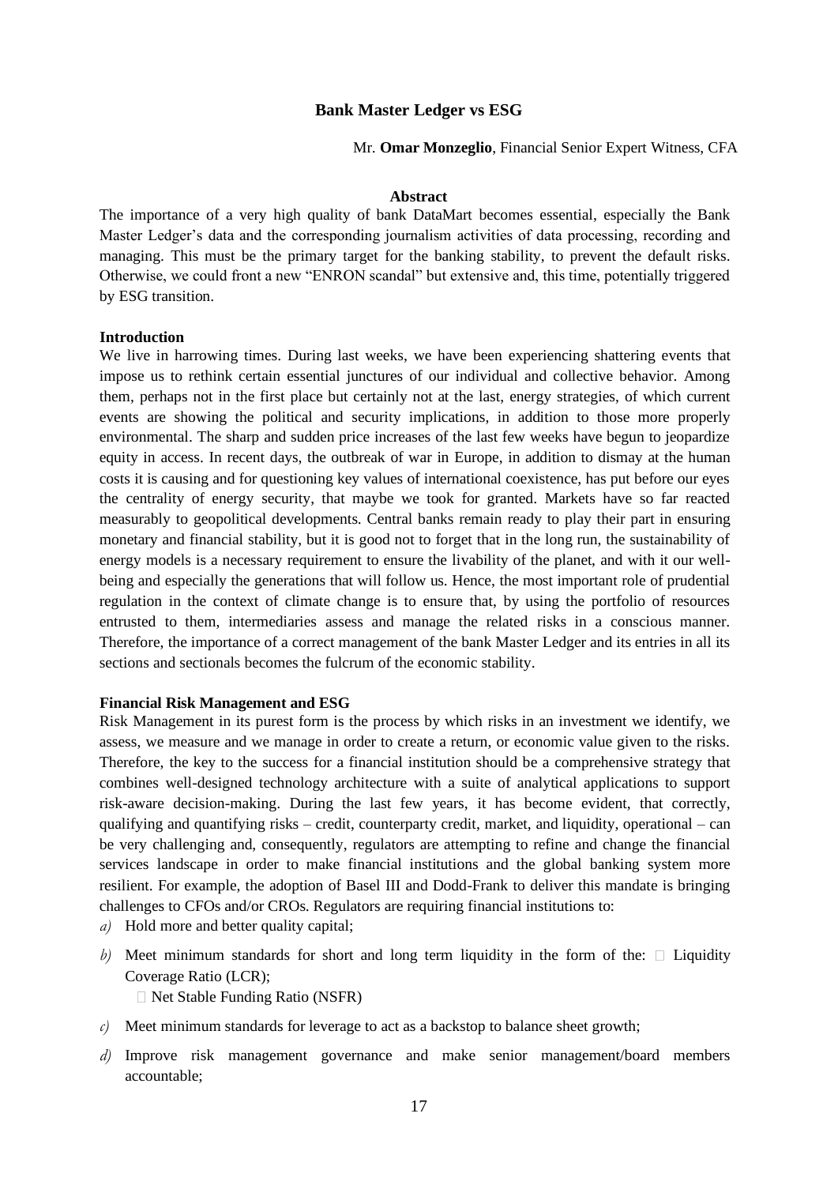## Bank Master Ledger vs ESG

Mr. **Omar Monzeglio**, Financial Senior Expert Witness, CFA

### Abstract

The importance of a very high quality of bank DataMart becomes essential, especially the Bank Master Ledger's data and the corresponding journalism activities of data processing, recording and managing. This must be the primary target for the banking stability, to prevent the default risks. Otherwise, we could front a new "ENRON scandal" but extensive and, this time, potentially triggered by ESG transition.

### Introduction

We live in harrowing times. During last weeks, we have been experiencing shattering events that impose us to rethink certain essential junctures of our individual and collective behavior. Among them, perhaps not in the first place but certainly not at the last, energy strategies, of which current events are showing the political and security implications, in addition to those more properly environmental. The sharp and sudden price increases of the last few weeks have begun to jeopardize equity in access. In recent days, the outbreak of war in Europe, in addition to dismay at the human costs it is causing and for questioning key values of international coexistence, has put before our eyes the centrality of energy security, that maybe we took for granted. Markets have so far reacted measurably to geopolitical developments. Central banks remain ready to play their part in ensuring monetary and financial stability, but it is good not to forget that in the long run, the sustainability of energy models is a necessary requirement to ensure the livability of the planet, and with it our well-being and especially the generations that will follow us. Hence, the most important role of prudential regulation in the context of climate change is to ensure that, by using the portfolio of resources entrusted to them, intermediaries assess and manage the related risks in a conscious manner. Therefore, the importance of a correct management of the bank Master Ledger and its entries in all its sections and sectionals becomes the fulcrum of the economic stability.

### Financial Risk Management and ESG

Risk Management in its purest form is the process by which risks in an investment we identify, we assess, we measure and we manage in order to create a return, or economic value given to the risks. Therefore, the key to the success for a financial institution should be a comprehensive strategy that combines well-designed technology architecture with a suite of analytical applications to support risk-aware decision-making. During the last few years, it has become evident, that correctly, qualifying and quantifying risks – credit, counterparty credit, market, and liquidity, operational – can be very challenging and, consequently, regulators are attempting to refine and change the financial services landscape in order to make financial institutions and the global banking system more resilient. For example, the adoption of Basel III and Dodd-Frank to deliver this mandate is bringing challenges to CFOs and/or CROs. Regulators are requiring financial institutions to:

*a)* Hold more and better quality capital;

*b)* Meet minimum standards for short and long term liquidity in the form of the:
   - Liquidity Coverage Ratio (LCR);
   - Net Stable Funding Ratio (NSFR)

*c)* Meet minimum standards for leverage to act as a backstop to balance sheet growth;

*d)* Improve risk management governance and make senior management/board members accountable;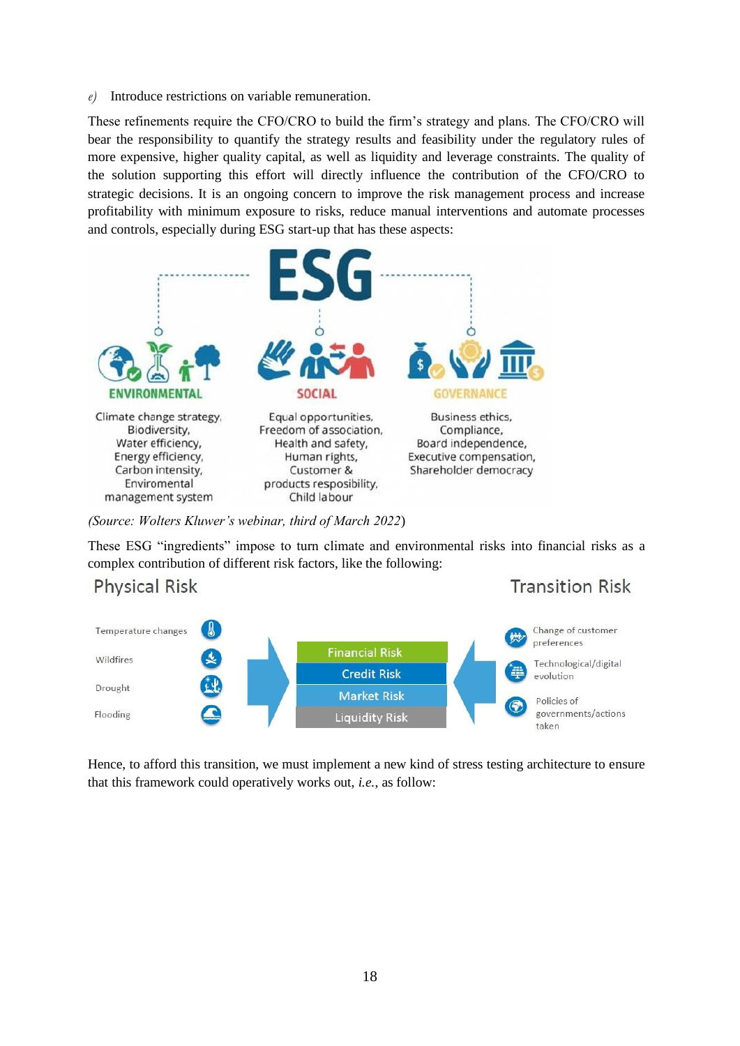e) Introduce restrictions on variable remuneration.

These refinements require the CFO/CRO to build the firm's strategy and plans. The CFO/CRO will bear the responsibility to quantify the strategy results and feasibility under the regulatory rules of more expensive, higher quality capital, as well as liquidity and leverage constraints. The quality of the solution supporting this effort will directly influence the contribution of the CFO/CRO to strategic decisions. It is an ongoing concern to improve the risk management process and increase profitability with minimum exposure to risks, reduce manual interventions and automate processes and controls, especially during ESG start-up that has these aspects:

**ESG**

| ENVIRONMENTAL | SOCIAL | GOVERNANCE |
| --- | --- | --- |
| Climate change strategy, Biodiversity, Water efficiency, Energy efficiency, Carbon intensity, Enviromental management system | Equal opportunities, Freedom of association, Health and safety, Human rights, Customer & products resposibility, Child labour | Business ethics, Compliance, Board independence, Executive compensation, Shareholder democracy |

*(Source: Wolters Kluwer's webinar, third of March 2022*)

These ESG "ingredients" impose to turn climate and environmental risks into financial risks as a complex contribution of different risk factors, like the following:

| Physical Risk | | Transition Risk |
| --- | --- | --- |
| Temperature changes | Financial Risk | Change of customer preferences |
| Wildfires | Credit Risk | Technological/digital evolution |
| Drought | Market Risk | Policies of governments/actions taken |
| Flooding | Liquidity Risk | |

Hence, to afford this transition, we must implement a new kind of stress testing architecture to ensure that this framework could operatively works out, *i.e.*, as follow: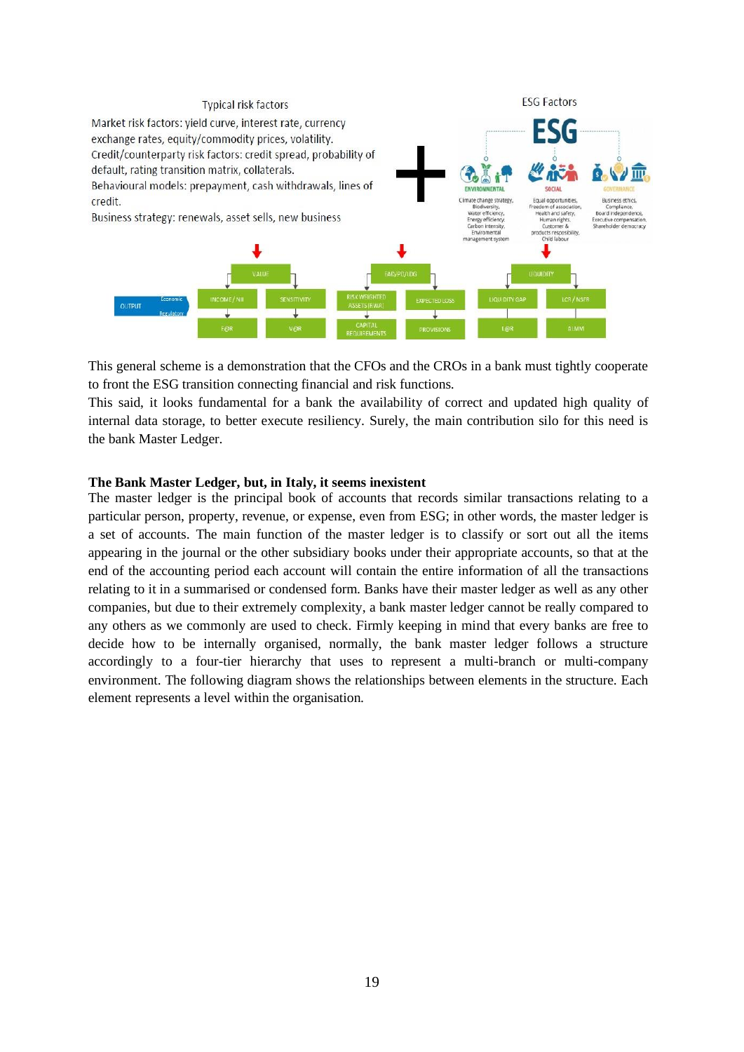Typical risk factors

Market risk factors: yield curve, interest rate, currency exchange rates, equity/commodity prices, volatility.
Credit/counterparty risk factors: credit spread, probability of default, rating transition matrix, collaterals.
Behavioural models: prepayment, cash withdrawals, lines of credit.
Business strategy: renewals, asset sells, new business

ESG Factors

ESG

ENVIRONMENTAL: Climate change strategy, Biodiversity, Water efficiency, Energy efficiency, Carbon intensity, Enviromental management system

SOCIAL: Equal opportunities, Freedom of association, Health and safety, Human rights, Customer & products responsibility, Child labour

GOVERNANCE: Business ethics, Compliance, Board independence, Executive compensation, Shareholder democracy

VALUE → INCOME / NII → E@R; SENSITIVITY → V@R

EAD/PD/LGD → RISK WEIGHTED ASSETS (RWA) → CAPITAL REQUIREMENTS; EXPECTED LOSS → PROVISIONS

LIQUIDITY → LIQUIDITY GAP → L@R; LCR / NSFR → ALMM

OUTPUT: Economic, Regulatory

This general scheme is a demonstration that the CFOs and the CROs in a bank must tightly cooperate to front the ESG transition connecting financial and risk functions.
This said, it looks fundamental for a bank the availability of correct and updated high quality of internal data storage, to better execute resiliency. Surely, the main contribution silo for this need is the bank Master Ledger.

**The Bank Master Ledger, but, in Italy, it seems inexistent**

The master ledger is the principal book of accounts that records similar transactions relating to a particular person, property, revenue, or expense, even from ESG; in other words, the master ledger is a set of accounts. The main function of the master ledger is to classify or sort out all the items appearing in the journal or the other subsidiary books under their appropriate accounts, so that at the end of the accounting period each account will contain the entire information of all the transactions relating to it in a summarised or condensed form. Banks have their master ledger as well as any other companies, but due to their extremely complexity, a bank master ledger cannot be really compared to any others as we commonly are used to check. Firmly keeping in mind that every banks are free to decide how to be internally organised, normally, the bank master ledger follows a structure accordingly to a four-tier hierarchy that uses to represent a multi-branch or multi-company environment. The following diagram shows the relationships between elements in the structure. Each element represents a level within the organisation.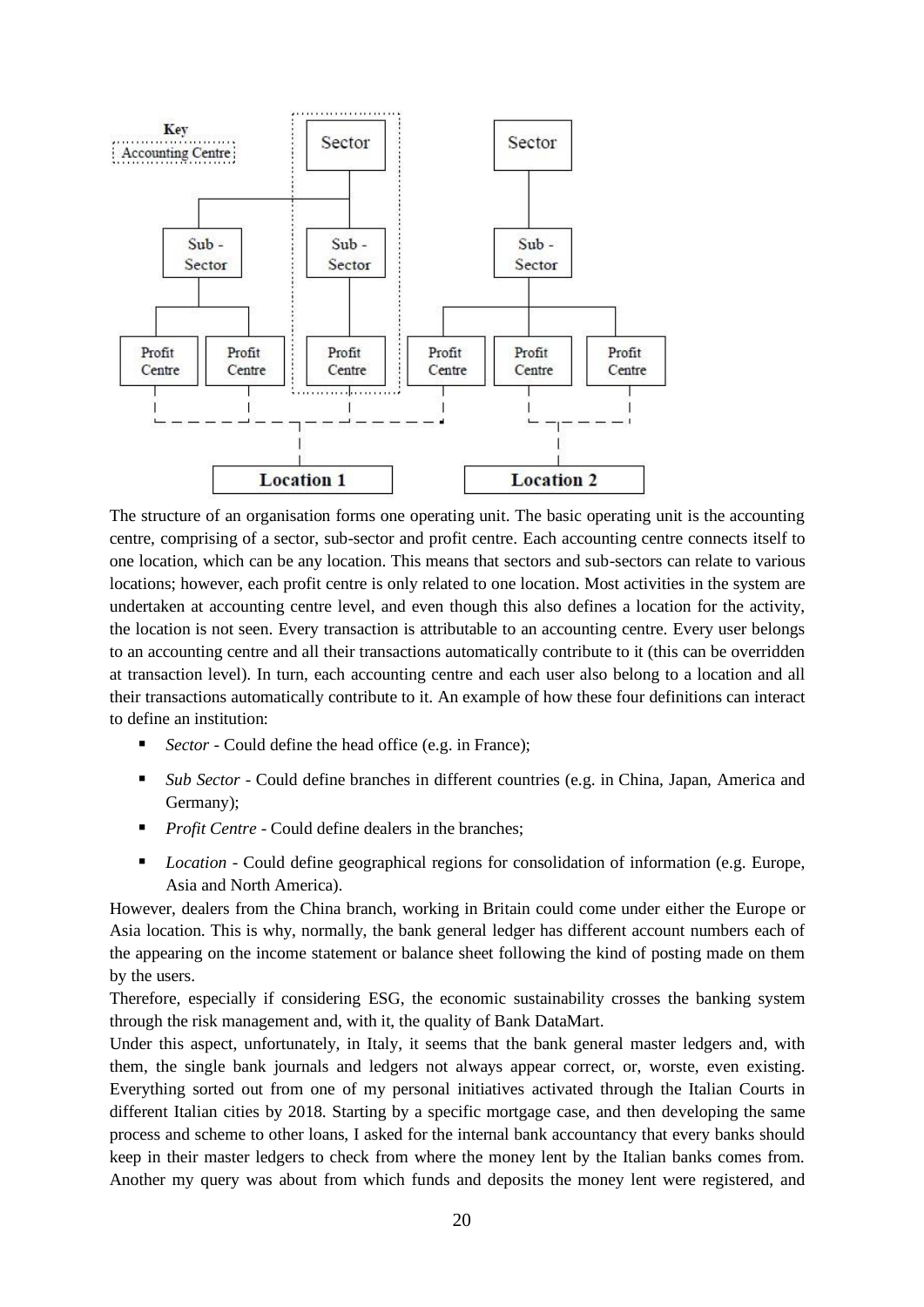The structure of an organisation forms one operating unit. The basic operating unit is the accounting centre, comprising of a sector, sub-sector and profit centre. Each accounting centre connects itself to one location, which can be any location. This means that sectors and sub-sectors can relate to various locations; however, each profit centre is only related to one location. Most activities in the system are undertaken at accounting centre level, and even though this also defines a location for the activity, the location is not seen. Every transaction is attributable to an accounting centre. Every user belongs to an accounting centre and all their transactions automatically contribute to it (this can be overridden at transaction level). In turn, each accounting centre and each user also belong to a location and all their transactions automatically contribute to it. An example of how these four definitions can interact to define an institution:

- *Sector* - Could define the head office (e.g. in France);
- *Sub Sector* - Could define branches in different countries (e.g. in China, Japan, America and Germany);
- *Profit Centre* - Could define dealers in the branches;
- *Location* - Could define geographical regions for consolidation of information (e.g. Europe, Asia and North America).

However, dealers from the China branch, working in Britain could come under either the Europe or Asia location. This is why, normally, the bank general ledger has different account numbers each of the appearing on the income statement or balance sheet following the kind of posting made on them by the users.

Therefore, especially if considering ESG, the economic sustainability crosses the banking system through the risk management and, with it, the quality of Bank DataMart.

Under this aspect, unfortunately, in Italy, it seems that the bank general master ledgers and, with them, the single bank journals and ledgers not always appear correct, or, worste, even existing. Everything sorted out from one of my personal initiatives activated through the Italian Courts in different Italian cities by 2018. Starting by a specific mortgage case, and then developing the same process and scheme to other loans, I asked for the internal bank accountancy that every banks should keep in their master ledgers to check from where the money lent by the Italian banks comes from. Another my query was about from which funds and deposits the money lent were registered, and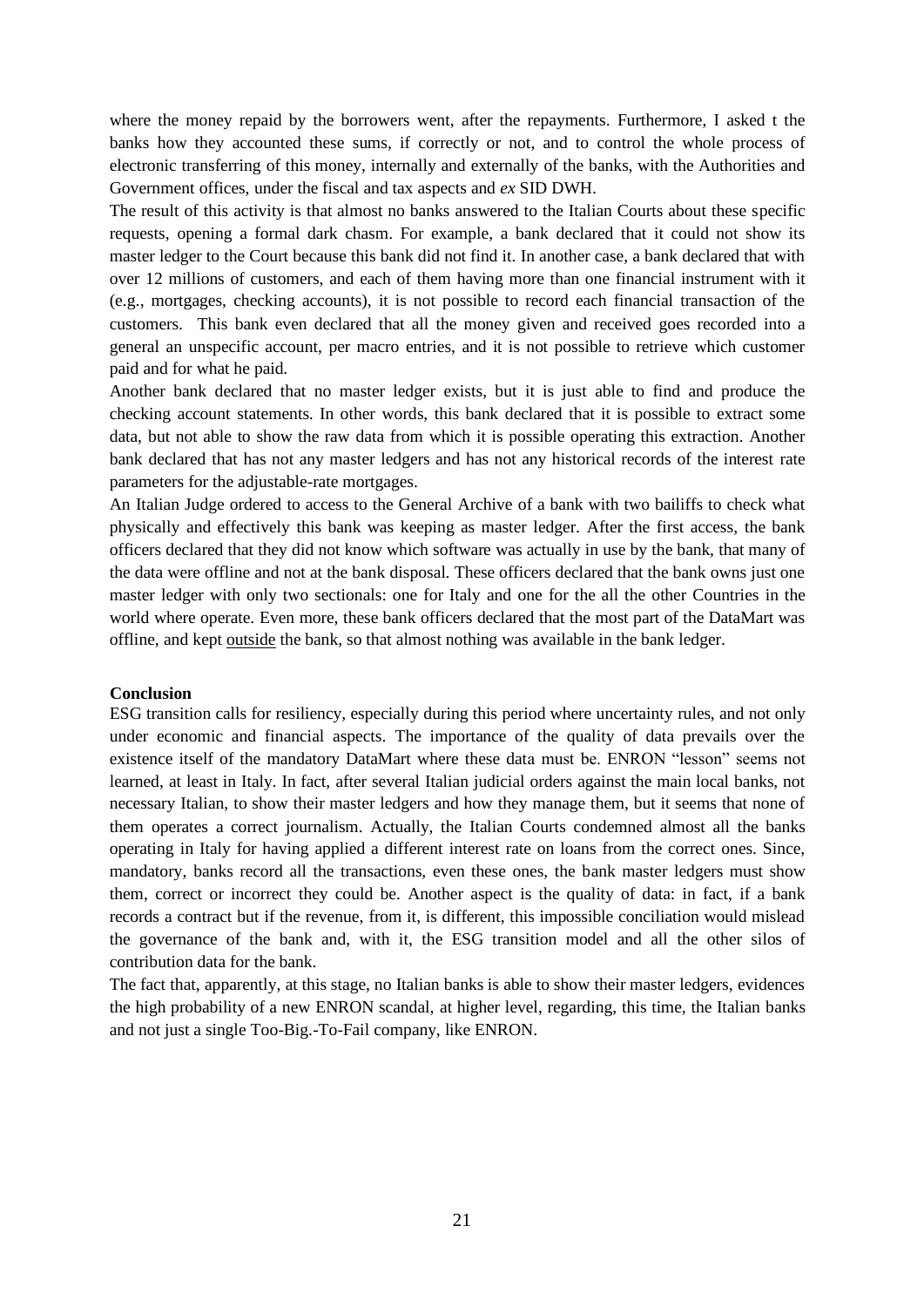where the money repaid by the borrowers went, after the repayments. Furthermore, I asked t the banks how they accounted these sums, if correctly or not, and to control the whole process of electronic transferring of this money, internally and externally of the banks, with the Authorities and Government offices, under the fiscal and tax aspects and *ex* SID DWH.

The result of this activity is that almost no banks answered to the Italian Courts about these specific requests, opening a formal dark chasm. For example, a bank declared that it could not show its master ledger to the Court because this bank did not find it. In another case, a bank declared that with over 12 millions of customers, and each of them having more than one financial instrument with it (e.g., mortgages, checking accounts), it is not possible to record each financial transaction of the customers. This bank even declared that all the money given and received goes recorded into a general an unspecific account, per macro entries, and it is not possible to retrieve which customer paid and for what he paid.

Another bank declared that no master ledger exists, but it is just able to find and produce the checking account statements. In other words, this bank declared that it is possible to extract some data, but not able to show the raw data from which it is possible operating this extraction. Another bank declared that has not any master ledgers and has not any historical records of the interest rate parameters for the adjustable-rate mortgages.

An Italian Judge ordered to access to the General Archive of a bank with two bailiffs to check what physically and effectively this bank was keeping as master ledger. After the first access, the bank officers declared that they did not know which software was actually in use by the bank, that many of the data were offline and not at the bank disposal. These officers declared that the bank owns just one master ledger with only two sectionals: one for Italy and one for the all the other Countries in the world where operate. Even more, these bank officers declared that the most part of the DataMart was offline, and kept <u>outside</u> the bank, so that almost nothing was available in the bank ledger.

**Conclusion**

ESG transition calls for resiliency, especially during this period where uncertainty rules, and not only under economic and financial aspects. The importance of the quality of data prevails over the existence itself of the mandatory DataMart where these data must be. ENRON "lesson" seems not learned, at least in Italy. In fact, after several Italian judicial orders against the main local banks, not necessary Italian, to show their master ledgers and how they manage them, but it seems that none of them operates a correct journalism. Actually, the Italian Courts condemned almost all the banks operating in Italy for having applied a different interest rate on loans from the correct ones. Since, mandatory, banks record all the transactions, even these ones, the bank master ledgers must show them, correct or incorrect they could be. Another aspect is the quality of data: in fact, if a bank records a contract but if the revenue, from it, is different, this impossible conciliation would mislead the governance of the bank and, with it, the ESG transition model and all the other silos of contribution data for the bank.

The fact that, apparently, at this stage, no Italian banks is able to show their master ledgers, evidences the high probability of a new ENRON scandal, at higher level, regarding, this time, the Italian banks and not just a single Too-Big.-To-Fail company, like ENRON.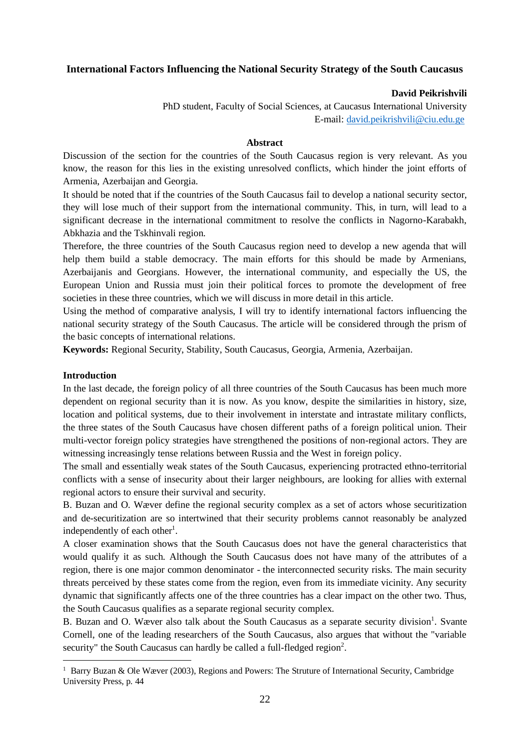# International Factors Influencing the National Security Strategy of the South Caucasus

**David Peikrishvili**

PhD student, Faculty of Social Sciences, at Caucasus International University
E-mail: david.peikrishvili@ciu.edu.ge

**Abstract**

Discussion of the section for the countries of the South Caucasus region is very relevant. As you know, the reason for this lies in the existing unresolved conflicts, which hinder the joint efforts of Armenia, Azerbaijan and Georgia.

It should be noted that if the countries of the South Caucasus fail to develop a national security sector, they will lose much of their support from the international community. This, in turn, will lead to a significant decrease in the international commitment to resolve the conflicts in Nagorno-Karabakh, Abkhazia and the Tskhinvali region.

Therefore, the three countries of the South Caucasus region need to develop a new agenda that will help them build a stable democracy. The main efforts for this should be made by Armenians, Azerbaijanis and Georgians. However, the international community, and especially the US, the European Union and Russia must join their political forces to promote the development of free societies in these three countries, which we will discuss in more detail in this article.

Using the method of comparative analysis, I will try to identify international factors influencing the national security strategy of the South Caucasus. The article will be considered through the prism of the basic concepts of international relations.

**Keywords:** Regional Security, Stability, South Caucasus, Georgia, Armenia, Azerbaijan.

## Introduction

In the last decade, the foreign policy of all three countries of the South Caucasus has been much more dependent on regional security than it is now. As you know, despite the similarities in history, size, location and political systems, due to their involvement in interstate and intrastate military conflicts, the three states of the South Caucasus have chosen different paths of a foreign political union. Their multi-vector foreign policy strategies have strengthened the positions of non-regional actors. They are witnessing increasingly tense relations between Russia and the West in foreign policy.

The small and essentially weak states of the South Caucasus, experiencing protracted ethno-territorial conflicts with a sense of insecurity about their larger neighbours, are looking for allies with external regional actors to ensure their survival and security.

B. Buzan and O. Wæver define the regional security complex as a set of actors whose securitization and de-securitization are so intertwined that their security problems cannot reasonably be analyzed independently of each other[1].

A closer examination shows that the South Caucasus does not have the general characteristics that would qualify it as such. Although the South Caucasus does not have many of the attributes of a region, there is one major common denominator - the interconnected security risks. The main security threats perceived by these states come from the region, even from its immediate vicinity. Any security dynamic that significantly affects one of the three countries has a clear impact on the other two. Thus, the South Caucasus qualifies as a separate regional security complex.

B. Buzan and O. Wæver also talk about the South Caucasus as a separate security division[1]. Svante Cornell, one of the leading researchers of the South Caucasus, also argues that without the "variable security" the South Caucasus can hardly be called a full-fledged region[2].

---

[1] Barry Buzan & Ole Wæver (2003), Regions and Powers: The Struture of International Security, Cambridge University Press, p. 44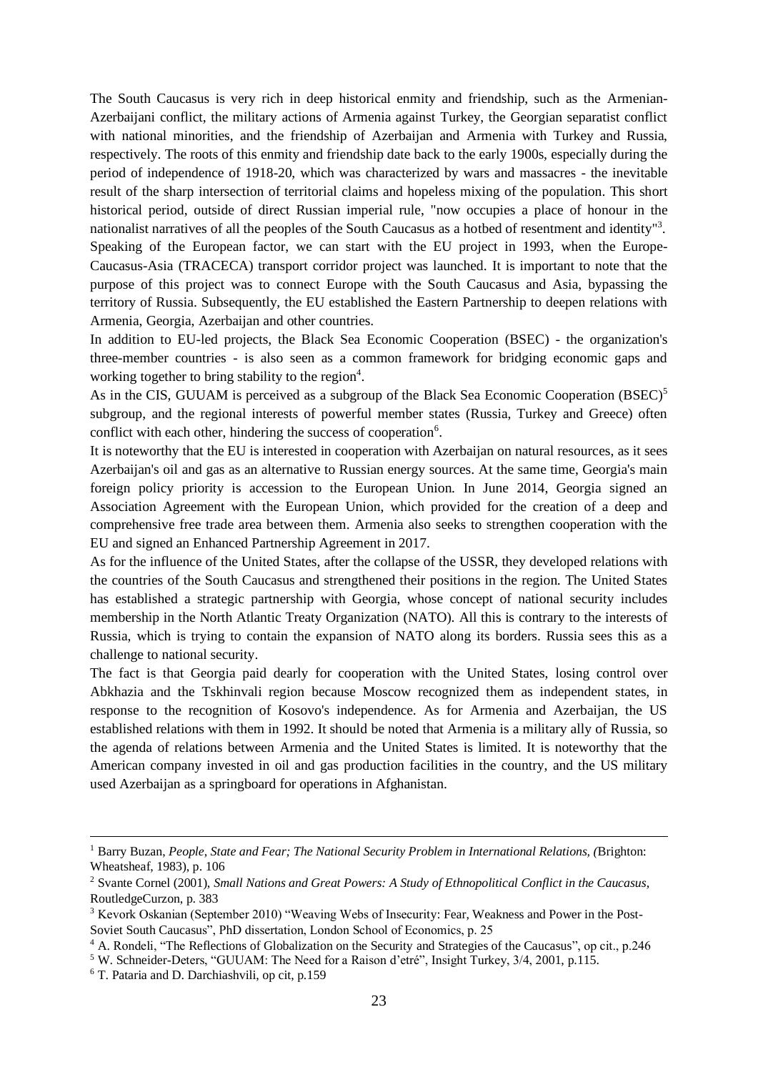The South Caucasus is very rich in deep historical enmity and friendship, such as the Armenian-Azerbaijani conflict, the military actions of Armenia against Turkey, the Georgian separatist conflict with national minorities, and the friendship of Azerbaijan and Armenia with Turkey and Russia, respectively. The roots of this enmity and friendship date back to the early 1900s, especially during the period of independence of 1918-20, which was characterized by wars and massacres - the inevitable result of the sharp intersection of territorial claims and hopeless mixing of the population. This short historical period, outside of direct Russian imperial rule, "now occupies a place of honour in the nationalist narratives of all the peoples of the South Caucasus as a hotbed of resentment and identity"[3].

Speaking of the European factor, we can start with the EU project in 1993, when the Europe-Caucasus-Asia (TRACECA) transport corridor project was launched. It is important to note that the purpose of this project was to connect Europe with the South Caucasus and Asia, bypassing the territory of Russia. Subsequently, the EU established the Eastern Partnership to deepen relations with Armenia, Georgia, Azerbaijan and other countries.

In addition to EU-led projects, the Black Sea Economic Cooperation (BSEC) - the organization's three-member countries - is also seen as a common framework for bridging economic gaps and working together to bring stability to the region[4].

As in the CIS, GUUAM is perceived as a subgroup of the Black Sea Economic Cooperation (BSEC)[5] subgroup, and the regional interests of powerful member states (Russia, Turkey and Greece) often conflict with each other, hindering the success of cooperation[6].

It is noteworthy that the EU is interested in cooperation with Azerbaijan on natural resources, as it sees Azerbaijan's oil and gas as an alternative to Russian energy sources. At the same time, Georgia's main foreign policy priority is accession to the European Union. In June 2014, Georgia signed an Association Agreement with the European Union, which provided for the creation of a deep and comprehensive free trade area between them. Armenia also seeks to strengthen cooperation with the EU and signed an Enhanced Partnership Agreement in 2017.

As for the influence of the United States, after the collapse of the USSR, they developed relations with the countries of the South Caucasus and strengthened their positions in the region. The United States has established a strategic partnership with Georgia, whose concept of national security includes membership in the North Atlantic Treaty Organization (NATO). All this is contrary to the interests of Russia, which is trying to contain the expansion of NATO along its borders. Russia sees this as a challenge to national security.

The fact is that Georgia paid dearly for cooperation with the United States, losing control over Abkhazia and the Tskhinvali region because Moscow recognized them as independent states, in response to the recognition of Kosovo's independence. As for Armenia and Azerbaijan, the US established relations with them in 1992. It should be noted that Armenia is a military ally of Russia, so the agenda of relations between Armenia and the United States is limited. It is noteworthy that the American company invested in oil and gas production facilities in the country, and the US military used Azerbaijan as a springboard for operations in Afghanistan.

---

[1] Barry Buzan, *People, State and Fear; The National Security Problem in International Relations, (*Brighton: Wheatsheaf, 1983), p. 106

[2] Svante Cornel (2001), *Small Nations and Great Powers: A Study of Ethnopolitical Conflict in the Caucasus,* RoutledgeCurzon, p. 383

[3] Kevork Oskanian (September 2010) "Weaving Webs of Insecurity: Fear, Weakness and Power in the Post-Soviet South Caucasus", PhD dissertation, London School of Economics, p. 25

[4] A. Rondeli, "The Reflections of Globalization on the Security and Strategies of the Caucasus", op cit., p.246

[5] W. Schneider-Deters, "GUUAM: The Need for a Raison d'etré", Insight Turkey, 3/4, 2001, p.115.

[6] T. Pataria and D. Darchiashvili, op cit, p.159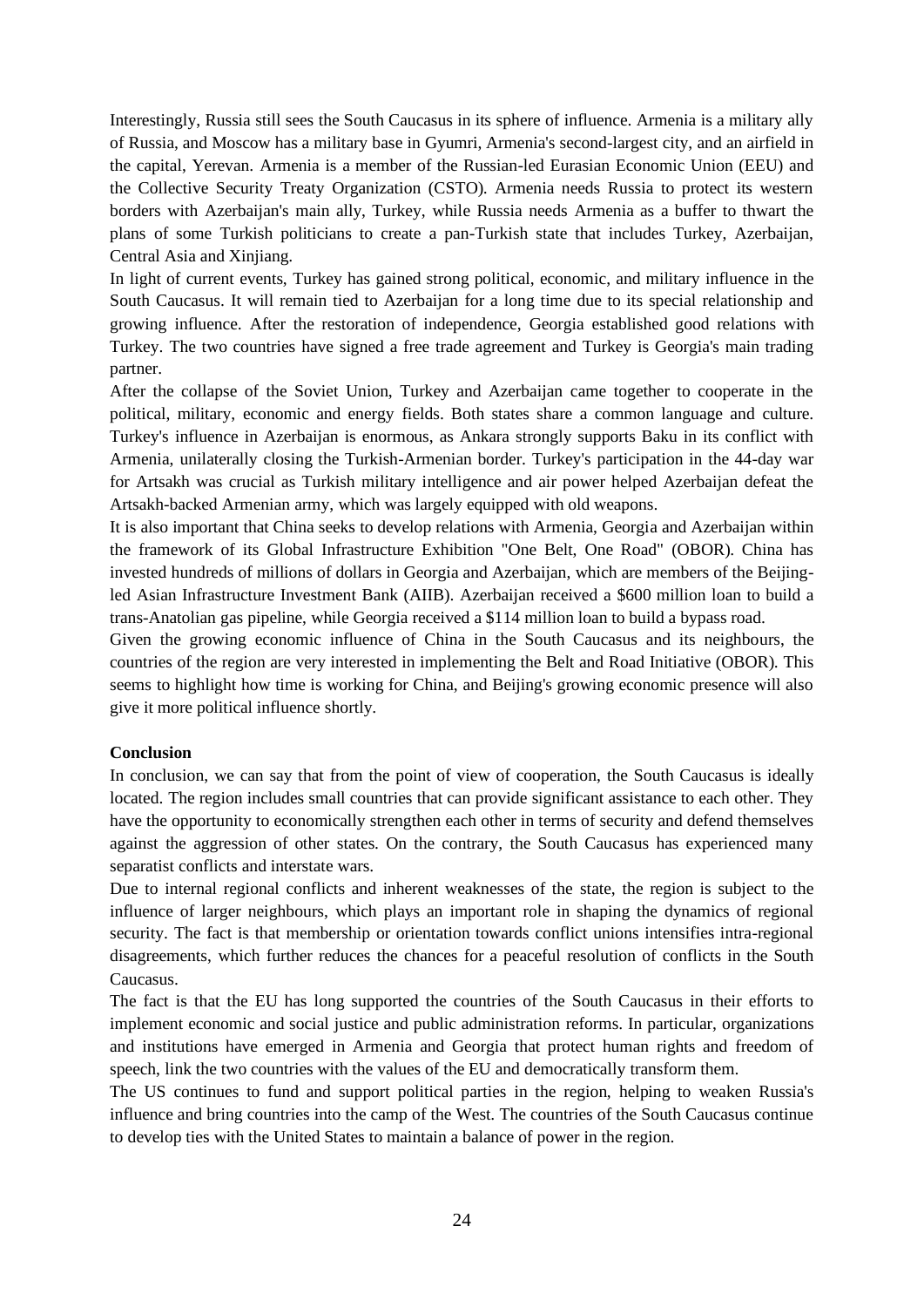Interestingly, Russia still sees the South Caucasus in its sphere of influence. Armenia is a military ally of Russia, and Moscow has a military base in Gyumri, Armenia's second-largest city, and an airfield in the capital, Yerevan. Armenia is a member of the Russian-led Eurasian Economic Union (EEU) and the Collective Security Treaty Organization (CSTO). Armenia needs Russia to protect its western borders with Azerbaijan's main ally, Turkey, while Russia needs Armenia as a buffer to thwart the plans of some Turkish politicians to create a pan-Turkish state that includes Turkey, Azerbaijan, Central Asia and Xinjiang.

In light of current events, Turkey has gained strong political, economic, and military influence in the South Caucasus. It will remain tied to Azerbaijan for a long time due to its special relationship and growing influence. After the restoration of independence, Georgia established good relations with Turkey. The two countries have signed a free trade agreement and Turkey is Georgia's main trading partner.

After the collapse of the Soviet Union, Turkey and Azerbaijan came together to cooperate in the political, military, economic and energy fields. Both states share a common language and culture. Turkey's influence in Azerbaijan is enormous, as Ankara strongly supports Baku in its conflict with Armenia, unilaterally closing the Turkish-Armenian border. Turkey's participation in the 44-day war for Artsakh was crucial as Turkish military intelligence and air power helped Azerbaijan defeat the Artsakh-backed Armenian army, which was largely equipped with old weapons.

It is also important that China seeks to develop relations with Armenia, Georgia and Azerbaijan within the framework of its Global Infrastructure Exhibition "One Belt, One Road" (OBOR). China has invested hundreds of millions of dollars in Georgia and Azerbaijan, which are members of the Beijing-led Asian Infrastructure Investment Bank (AIIB). Azerbaijan received a $600 million loan to build a trans-Anatolian gas pipeline, while Georgia received a $114 million loan to build a bypass road.

Given the growing economic influence of China in the South Caucasus and its neighbours, the countries of the region are very interested in implementing the Belt and Road Initiative (OBOR). This seems to highlight how time is working for China, and Beijing's growing economic presence will also give it more political influence shortly.

**Conclusion**

In conclusion, we can say that from the point of view of cooperation, the South Caucasus is ideally located. The region includes small countries that can provide significant assistance to each other. They have the opportunity to economically strengthen each other in terms of security and defend themselves against the aggression of other states. On the contrary, the South Caucasus has experienced many separatist conflicts and interstate wars.

Due to internal regional conflicts and inherent weaknesses of the state, the region is subject to the influence of larger neighbours, which plays an important role in shaping the dynamics of regional security. The fact is that membership or orientation towards conflict unions intensifies intra-regional disagreements, which further reduces the chances for a peaceful resolution of conflicts in the South Caucasus.

The fact is that the EU has long supported the countries of the South Caucasus in their efforts to implement economic and social justice and public administration reforms. In particular, organizations and institutions have emerged in Armenia and Georgia that protect human rights and freedom of speech, link the two countries with the values of the EU and democratically transform them.

The US continues to fund and support political parties in the region, helping to weaken Russia's influence and bring countries into the camp of the West. The countries of the South Caucasus continue to develop ties with the United States to maintain a balance of power in the region.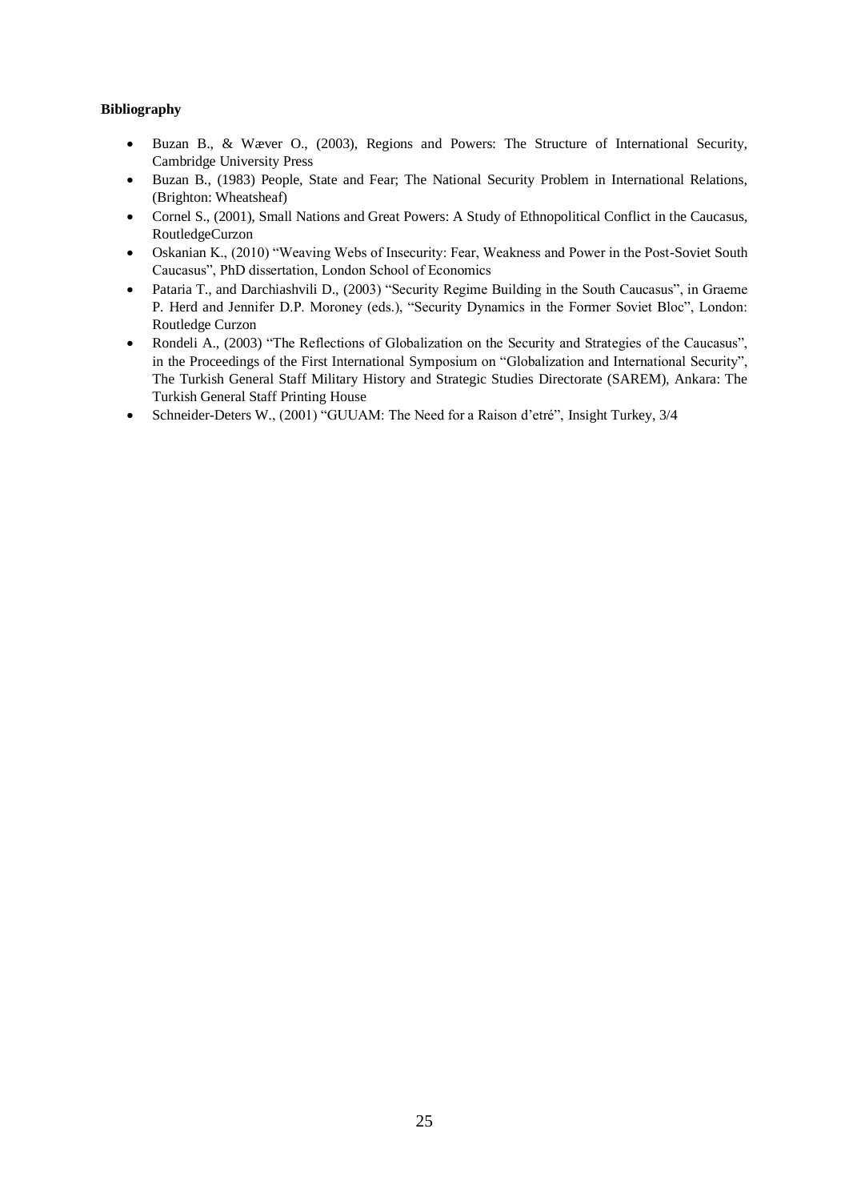**Bibliography**

- Buzan B., & Wæver O., (2003), Regions and Powers: The Structure of International Security, Cambridge University Press
- Buzan B., (1983) People, State and Fear; The National Security Problem in International Relations, (Brighton: Wheatsheaf)
- Cornel S., (2001), Small Nations and Great Powers: A Study of Ethnopolitical Conflict in the Caucasus, RoutledgeCurzon
- Oskanian K., (2010) "Weaving Webs of Insecurity: Fear, Weakness and Power in the Post-Soviet South Caucasus", PhD dissertation, London School of Economics
- Pataria T., and Darchiashvili D., (2003) "Security Regime Building in the South Caucasus", in Graeme P. Herd and Jennifer D.P. Moroney (eds.), "Security Dynamics in the Former Soviet Bloc", London: Routledge Curzon
- Rondeli A., (2003) "The Reflections of Globalization on the Security and Strategies of the Caucasus", in the Proceedings of the First International Symposium on "Globalization and International Security", The Turkish General Staff Military History and Strategic Studies Directorate (SAREM), Ankara: The Turkish General Staff Printing House
- Schneider-Deters W., (2001) "GUUAM: The Need for a Raison d'etré", Insight Turkey, 3/4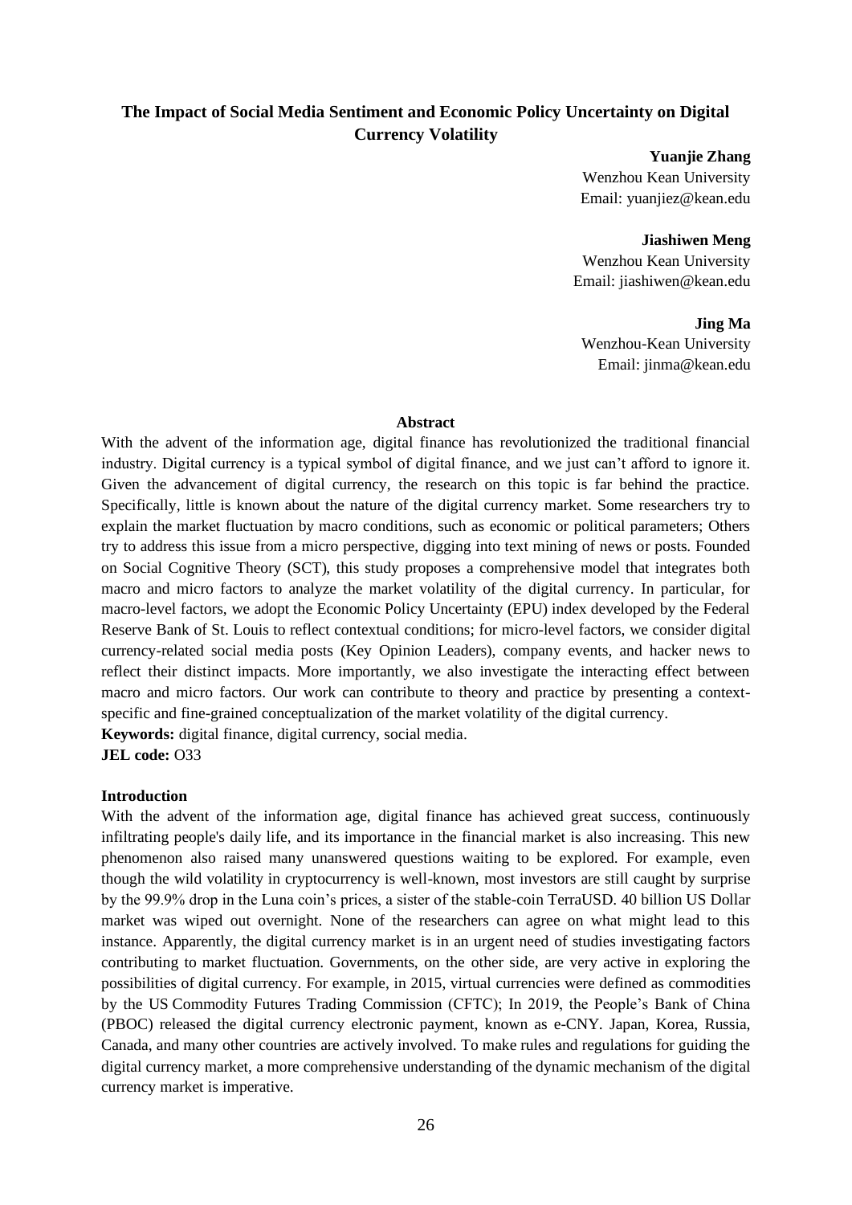## The Impact of Social Media Sentiment and Economic Policy Uncertainty on Digital Currency Volatility

**Yuanjie Zhang**
Wenzhou Kean University
Email: yuanjiez@kean.edu

**Jiashiwen Meng**
Wenzhou Kean University
Email: jiashiwen@kean.edu

**Jing Ma**
Wenzhou-Kean University
Email: jinma@kean.edu

### Abstract

With the advent of the information age, digital finance has revolutionized the traditional financial industry. Digital currency is a typical symbol of digital finance, and we just can't afford to ignore it. Given the advancement of digital currency, the research on this topic is far behind the practice. Specifically, little is known about the nature of the digital currency market. Some researchers try to explain the market fluctuation by macro conditions, such as economic or political parameters; Others try to address this issue from a micro perspective, digging into text mining of news or posts. Founded on Social Cognitive Theory (SCT), this study proposes a comprehensive model that integrates both macro and micro factors to analyze the market volatility of the digital currency. In particular, for macro-level factors, we adopt the Economic Policy Uncertainty (EPU) index developed by the Federal Reserve Bank of St. Louis to reflect contextual conditions; for micro-level factors, we consider digital currency-related social media posts (Key Opinion Leaders), company events, and hacker news to reflect their distinct impacts. More importantly, we also investigate the interacting effect between macro and micro factors. Our work can contribute to theory and practice by presenting a context-specific and fine-grained conceptualization of the market volatility of the digital currency.

**Keywords:** digital finance, digital currency, social media.

**JEL code:** O33

### Introduction

With the advent of the information age, digital finance has achieved great success, continuously infiltrating people's daily life, and its importance in the financial market is also increasing. This new phenomenon also raised many unanswered questions waiting to be explored. For example, even though the wild volatility in cryptocurrency is well-known, most investors are still caught by surprise by the 99.9% drop in the Luna coin's prices, a sister of the stable-coin TerraUSD. 40 billion US Dollar market was wiped out overnight. None of the researchers can agree on what might lead to this instance. Apparently, the digital currency market is in an urgent need of studies investigating factors contributing to market fluctuation. Governments, on the other side, are very active in exploring the possibilities of digital currency. For example, in 2015, virtual currencies were defined as commodities by the US Commodity Futures Trading Commission (CFTC); In 2019, the People's Bank of China (PBOC) released the digital currency electronic payment, known as e-CNY. Japan, Korea, Russia, Canada, and many other countries are actively involved. To make rules and regulations for guiding the digital currency market, a more comprehensive understanding of the dynamic mechanism of the digital currency market is imperative.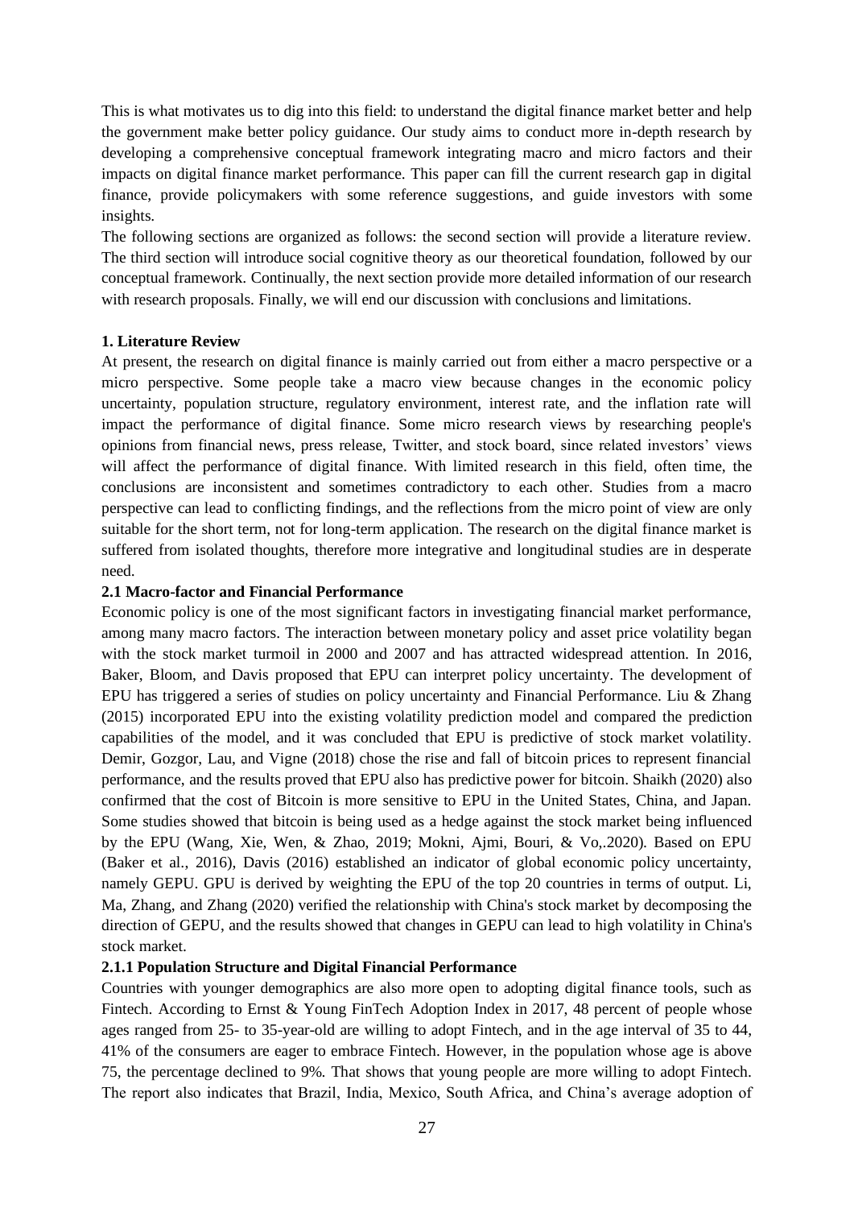This is what motivates us to dig into this field: to understand the digital finance market better and help the government make better policy guidance. Our study aims to conduct more in-depth research by developing a comprehensive conceptual framework integrating macro and micro factors and their impacts on digital finance market performance. This paper can fill the current research gap in digital finance, provide policymakers with some reference suggestions, and guide investors with some insights.

The following sections are organized as follows: the second section will provide a literature review. The third section will introduce social cognitive theory as our theoretical foundation, followed by our conceptual framework. Continually, the next section provide more detailed information of our research with research proposals. Finally, we will end our discussion with conclusions and limitations.

## 1. Literature Review

At present, the research on digital finance is mainly carried out from either a macro perspective or a micro perspective. Some people take a macro view because changes in the economic policy uncertainty, population structure, regulatory environment, interest rate, and the inflation rate will impact the performance of digital finance. Some micro research views by researching people's opinions from financial news, press release, Twitter, and stock board, since related investors' views will affect the performance of digital finance. With limited research in this field, often time, the conclusions are inconsistent and sometimes contradictory to each other. Studies from a macro perspective can lead to conflicting findings, and the reflections from the micro point of view are only suitable for the short term, not for long-term application. The research on the digital finance market is suffered from isolated thoughts, therefore more integrative and longitudinal studies are in desperate need.

### 2.1 Macro-factor and Financial Performance

Economic policy is one of the most significant factors in investigating financial market performance, among many macro factors. The interaction between monetary policy and asset price volatility began with the stock market turmoil in 2000 and 2007 and has attracted widespread attention. In 2016, Baker, Bloom, and Davis proposed that EPU can interpret policy uncertainty. The development of EPU has triggered a series of studies on policy uncertainty and Financial Performance. Liu & Zhang (2015) incorporated EPU into the existing volatility prediction model and compared the prediction capabilities of the model, and it was concluded that EPU is predictive of stock market volatility. Demir, Gozgor, Lau, and Vigne (2018) chose the rise and fall of bitcoin prices to represent financial performance, and the results proved that EPU also has predictive power for bitcoin. Shaikh (2020) also confirmed that the cost of Bitcoin is more sensitive to EPU in the United States, China, and Japan. Some studies showed that bitcoin is being used as a hedge against the stock market being influenced by the EPU (Wang, Xie, Wen, & Zhao, 2019; Mokni, Ajmi, Bouri, & Vo,.2020). Based on EPU (Baker et al., 2016), Davis (2016) established an indicator of global economic policy uncertainty, namely GEPU. GPU is derived by weighting the EPU of the top 20 countries in terms of output. Li, Ma, Zhang, and Zhang (2020) verified the relationship with China's stock market by decomposing the direction of GEPU, and the results showed that changes in GEPU can lead to high volatility in China's stock market.

#### 2.1.1 Population Structure and Digital Financial Performance

Countries with younger demographics are also more open to adopting digital finance tools, such as Fintech. According to Ernst & Young FinTech Adoption Index in 2017, 48 percent of people whose ages ranged from 25- to 35-year-old are willing to adopt Fintech, and in the age interval of 35 to 44, 41% of the consumers are eager to embrace Fintech. However, in the population whose age is above 75, the percentage declined to 9%. That shows that young people are more willing to adopt Fintech. The report also indicates that Brazil, India, Mexico, South Africa, and China's average adoption of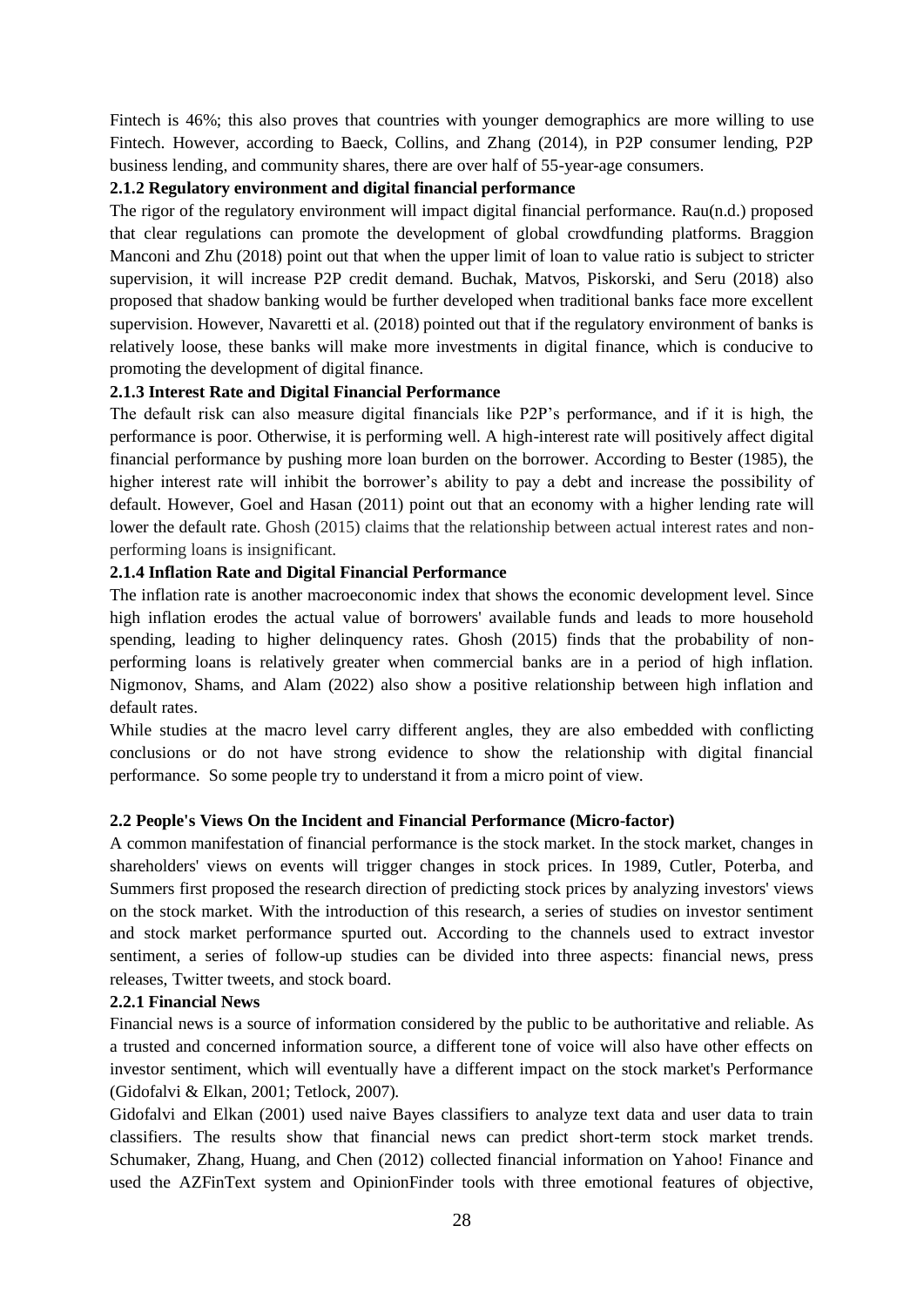Fintech is 46%; this also proves that countries with younger demographics are more willing to use Fintech. However, according to Baeck, Collins, and Zhang (2014), in P2P consumer lending, P2P business lending, and community shares, there are over half of 55-year-age consumers.

#### 2.1.2 Regulatory environment and digital financial performance

The rigor of the regulatory environment will impact digital financial performance. Rau(n.d.) proposed that clear regulations can promote the development of global crowdfunding platforms. Braggion Manconi and Zhu (2018) point out that when the upper limit of loan to value ratio is subject to stricter supervision, it will increase P2P credit demand. Buchak, Matvos, Piskorski, and Seru (2018) also proposed that shadow banking would be further developed when traditional banks face more excellent supervision. However, Navaretti et al. (2018) pointed out that if the regulatory environment of banks is relatively loose, these banks will make more investments in digital finance, which is conducive to promoting the development of digital finance.

#### 2.1.3 Interest Rate and Digital Financial Performance

The default risk can also measure digital financials like P2P's performance, and if it is high, the performance is poor. Otherwise, it is performing well. A high-interest rate will positively affect digital financial performance by pushing more loan burden on the borrower. According to Bester (1985), the higher interest rate will inhibit the borrower's ability to pay a debt and increase the possibility of default. However, Goel and Hasan (2011) point out that an economy with a higher lending rate will lower the default rate. Ghosh (2015) claims that the relationship between actual interest rates and non-performing loans is insignificant.

#### 2.1.4 Inflation Rate and Digital Financial Performance

The inflation rate is another macroeconomic index that shows the economic development level. Since high inflation erodes the actual value of borrowers' available funds and leads to more household spending, leading to higher delinquency rates. Ghosh (2015) finds that the probability of non-performing loans is relatively greater when commercial banks are in a period of high inflation. Nigmonov, Shams, and Alam (2022) also show a positive relationship between high inflation and default rates.

While studies at the macro level carry different angles, they are also embedded with conflicting conclusions or do not have strong evidence to show the relationship with digital financial performance. So some people try to understand it from a micro point of view.

### 2.2 People's Views On the Incident and Financial Performance (Micro-factor)

A common manifestation of financial performance is the stock market. In the stock market, changes in shareholders' views on events will trigger changes in stock prices. In 1989, Cutler, Poterba, and Summers first proposed the research direction of predicting stock prices by analyzing investors' views on the stock market. With the introduction of this research, a series of studies on investor sentiment and stock market performance spurted out. According to the channels used to extract investor sentiment, a series of follow-up studies can be divided into three aspects: financial news, press releases, Twitter tweets, and stock board.

#### 2.2.1 Financial News

Financial news is a source of information considered by the public to be authoritative and reliable. As a trusted and concerned information source, a different tone of voice will also have other effects on investor sentiment, which will eventually have a different impact on the stock market's Performance (Gidofalvi & Elkan, 2001; Tetlock, 2007).

Gidofalvi and Elkan (2001) used naive Bayes classifiers to analyze text data and user data to train classifiers. The results show that financial news can predict short-term stock market trends. Schumaker, Zhang, Huang, and Chen (2012) collected financial information on Yahoo! Finance and used the AZFinText system and OpinionFinder tools with three emotional features of objective,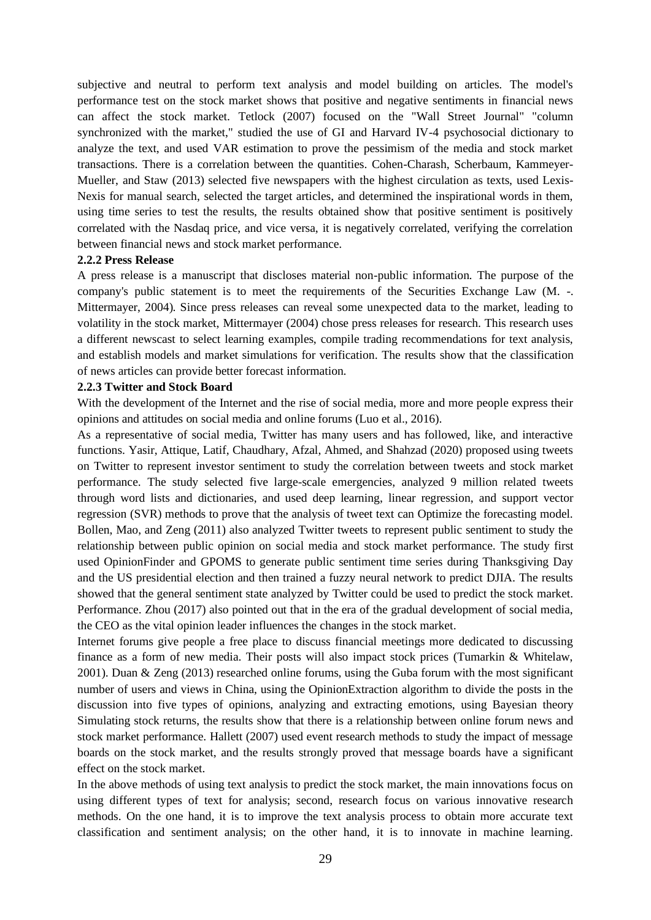subjective and neutral to perform text analysis and model building on articles. The model's performance test on the stock market shows that positive and negative sentiments in financial news can affect the stock market. Tetlock (2007) focused on the "Wall Street Journal" "column synchronized with the market," studied the use of GI and Harvard IV-4 psychosocial dictionary to analyze the text, and used VAR estimation to prove the pessimism of the media and stock market transactions. There is a correlation between the quantities. Cohen-Charash, Scherbaum, Kammeyer-Mueller, and Staw (2013) selected five newspapers with the highest circulation as texts, used Lexis-Nexis for manual search, selected the target articles, and determined the inspirational words in them, using time series to test the results, the results obtained show that positive sentiment is positively correlated with the Nasdaq price, and vice versa, it is negatively correlated, verifying the correlation between financial news and stock market performance.

### 2.2.2 Press Release

A press release is a manuscript that discloses material non-public information. The purpose of the company's public statement is to meet the requirements of the Securities Exchange Law (M. -. Mittermayer, 2004). Since press releases can reveal some unexpected data to the market, leading to volatility in the stock market, Mittermayer (2004) chose press releases for research. This research uses a different newscast to select learning examples, compile trading recommendations for text analysis, and establish models and market simulations for verification. The results show that the classification of news articles can provide better forecast information.

### 2.2.3 Twitter and Stock Board

With the development of the Internet and the rise of social media, more and more people express their opinions and attitudes on social media and online forums (Luo et al., 2016).

As a representative of social media, Twitter has many users and has followed, like, and interactive functions. Yasir, Attique, Latif, Chaudhary, Afzal, Ahmed, and Shahzad (2020) proposed using tweets on Twitter to represent investor sentiment to study the correlation between tweets and stock market performance. The study selected five large-scale emergencies, analyzed 9 million related tweets through word lists and dictionaries, and used deep learning, linear regression, and support vector regression (SVR) methods to prove that the analysis of tweet text can Optimize the forecasting model. Bollen, Mao, and Zeng (2011) also analyzed Twitter tweets to represent public sentiment to study the relationship between public opinion on social media and stock market performance. The study first used OpinionFinder and GPOMS to generate public sentiment time series during Thanksgiving Day and the US presidential election and then trained a fuzzy neural network to predict DJIA. The results showed that the general sentiment state analyzed by Twitter could be used to predict the stock market. Performance. Zhou (2017) also pointed out that in the era of the gradual development of social media, the CEO as the vital opinion leader influences the changes in the stock market.

Internet forums give people a free place to discuss financial meetings more dedicated to discussing finance as a form of new media. Their posts will also impact stock prices (Tumarkin & Whitelaw, 2001). Duan & Zeng (2013) researched online forums, using the Guba forum with the most significant number of users and views in China, using the OpinionExtraction algorithm to divide the posts in the discussion into five types of opinions, analyzing and extracting emotions, using Bayesian theory Simulating stock returns, the results show that there is a relationship between online forum news and stock market performance. Hallett (2007) used event research methods to study the impact of message boards on the stock market, and the results strongly proved that message boards have a significant effect on the stock market.

In the above methods of using text analysis to predict the stock market, the main innovations focus on using different types of text for analysis; second, research focus on various innovative research methods. On the one hand, it is to improve the text analysis process to obtain more accurate text classification and sentiment analysis; on the other hand, it is to innovate in machine learning.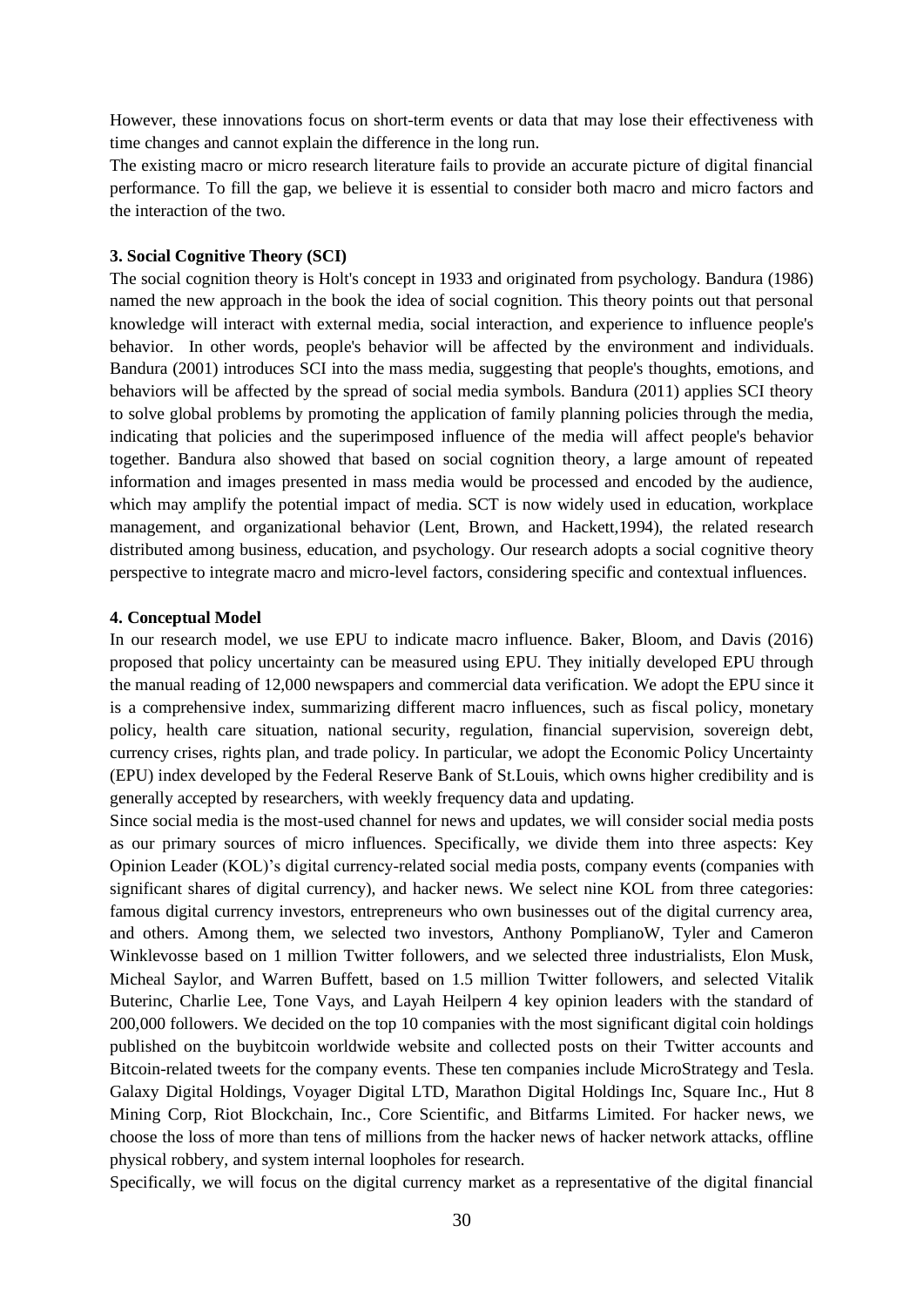However, these innovations focus on short-term events or data that may lose their effectiveness with time changes and cannot explain the difference in the long run.

The existing macro or micro research literature fails to provide an accurate picture of digital financial performance. To fill the gap, we believe it is essential to consider both macro and micro factors and the interaction of the two.

### 3. Social Cognitive Theory (SCI)

The social cognition theory is Holt's concept in 1933 and originated from psychology. Bandura (1986) named the new approach in the book the idea of social cognition. This theory points out that personal knowledge will interact with external media, social interaction, and experience to influence people's behavior. In other words, people's behavior will be affected by the environment and individuals. Bandura (2001) introduces SCI into the mass media, suggesting that people's thoughts, emotions, and behaviors will be affected by the spread of social media symbols. Bandura (2011) applies SCI theory to solve global problems by promoting the application of family planning policies through the media, indicating that policies and the superimposed influence of the media will affect people's behavior together. Bandura also showed that based on social cognition theory, a large amount of repeated information and images presented in mass media would be processed and encoded by the audience, which may amplify the potential impact of media. SCT is now widely used in education, workplace management, and organizational behavior (Lent, Brown, and Hackett,1994), the related research distributed among business, education, and psychology. Our research adopts a social cognitive theory perspective to integrate macro and micro-level factors, considering specific and contextual influences.

### 4. Conceptual Model

In our research model, we use EPU to indicate macro influence. Baker, Bloom, and Davis (2016) proposed that policy uncertainty can be measured using EPU. They initially developed EPU through the manual reading of 12,000 newspapers and commercial data verification. We adopt the EPU since it is a comprehensive index, summarizing different macro influences, such as fiscal policy, monetary policy, health care situation, national security, regulation, financial supervision, sovereign debt, currency crises, rights plan, and trade policy. In particular, we adopt the Economic Policy Uncertainty (EPU) index developed by the Federal Reserve Bank of St.Louis, which owns higher credibility and is generally accepted by researchers, with weekly frequency data and updating.

Since social media is the most-used channel for news and updates, we will consider social media posts as our primary sources of micro influences. Specifically, we divide them into three aspects: Key Opinion Leader (KOL)'s digital currency-related social media posts, company events (companies with significant shares of digital currency), and hacker news. We select nine KOL from three categories: famous digital currency investors, entrepreneurs who own businesses out of the digital currency area, and others. Among them, we selected two investors, Anthony PomplianoW, Tyler and Cameron Winklevosse based on 1 million Twitter followers, and we selected three industrialists, Elon Musk, Micheal Saylor, and Warren Buffett, based on 1.5 million Twitter followers, and selected Vitalik Buterinc, Charlie Lee, Tone Vays, and Layah Heilpern 4 key opinion leaders with the standard of 200,000 followers. We decided on the top 10 companies with the most significant digital coin holdings published on the buybitcoin worldwide website and collected posts on their Twitter accounts and Bitcoin-related tweets for the company events. These ten companies include MicroStrategy and Tesla. Galaxy Digital Holdings, Voyager Digital LTD, Marathon Digital Holdings Inc, Square Inc., Hut 8 Mining Corp, Riot Blockchain, Inc., Core Scientific, and Bitfarms Limited. For hacker news, we choose the loss of more than tens of millions from the hacker news of hacker network attacks, offline physical robbery, and system internal loopholes for research.

Specifically, we will focus on the digital currency market as a representative of the digital financial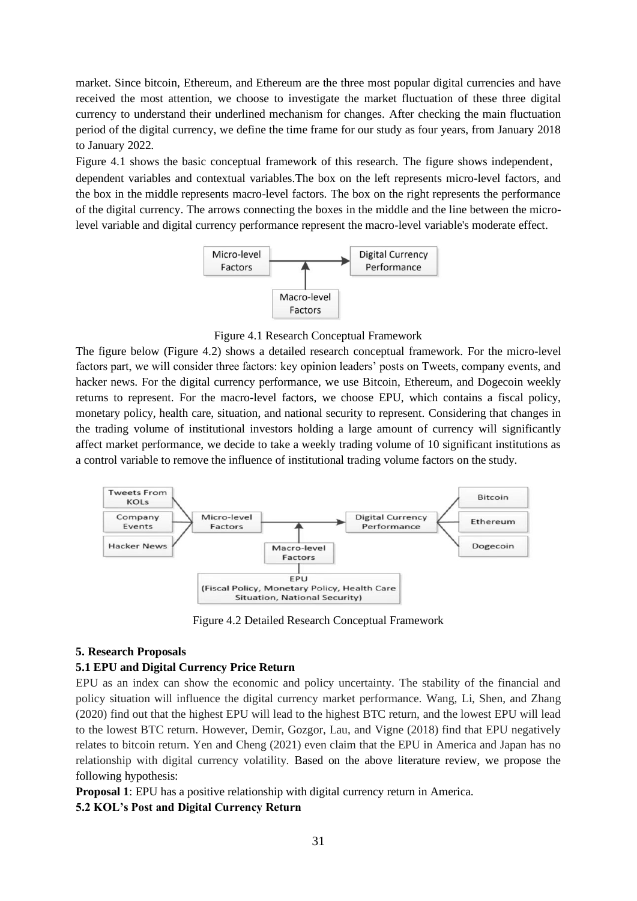market. Since bitcoin, Ethereum, and Ethereum are the three most popular digital currencies and have received the most attention, we choose to investigate the market fluctuation of these three digital currency to understand their underlined mechanism for changes. After checking the main fluctuation period of the digital currency, we define the time frame for our study as four years, from January 2018 to January 2022.

Figure 4.1 shows the basic conceptual framework of this research. The figure shows independent, dependent variables and contextual variables.The box on the left represents micro-level factors, and the box in the middle represents macro-level factors. The box on the right represents the performance of the digital currency. The arrows connecting the boxes in the middle and the line between the micro-level variable and digital currency performance represent the macro-level variable's moderate effect.

Micro-level Factors → Digital Currency Performance

Macro-level Factors

Figure 4.1 Research Conceptual Framework

The figure below (Figure 4.2) shows a detailed research conceptual framework. For the micro-level factors part, we will consider three factors: key opinion leaders' posts on Tweets, company events, and hacker news. For the digital currency performance, we use Bitcoin, Ethereum, and Dogecoin weekly returns to represent. For the macro-level factors, we choose EPU, which contains a fiscal policy, monetary policy, health care, situation, and national security to represent. Considering that changes in the trading volume of institutional investors holding a large amount of currency will significantly affect market performance, we decide to take a weekly trading volume of 10 significant institutions as a control variable to remove the influence of institutional trading volume factors on the study.

Tweets From KOLs

Company Events

Hacker News

Micro-level Factors → Digital Currency Performance

Bitcoin

Ethereum

Dogecoin

Macro-level Factors

EPU (Fiscal Policy, Monetary Policy, Health Care Situation, National Security)

Figure 4.2 Detailed Research Conceptual Framework

## 5. Research Proposals

### 5.1 EPU and Digital Currency Price Return

EPU as an index can show the economic and policy uncertainty. The stability of the financial and policy situation will influence the digital currency market performance. Wang, Li, Shen, and Zhang (2020) find out that the highest EPU will lead to the highest BTC return, and the lowest EPU will lead to the lowest BTC return. However, Demir, Gozgor, Lau, and Vigne (2018) find that EPU negatively relates to bitcoin return. Yen and Cheng (2021) even claim that the EPU in America and Japan has no relationship with digital currency volatility. Based on the above literature review, we propose the following hypothesis:

**Proposal 1**: EPU has a positive relationship with digital currency return in America.

### 5.2 KOL's Post and Digital Currency Return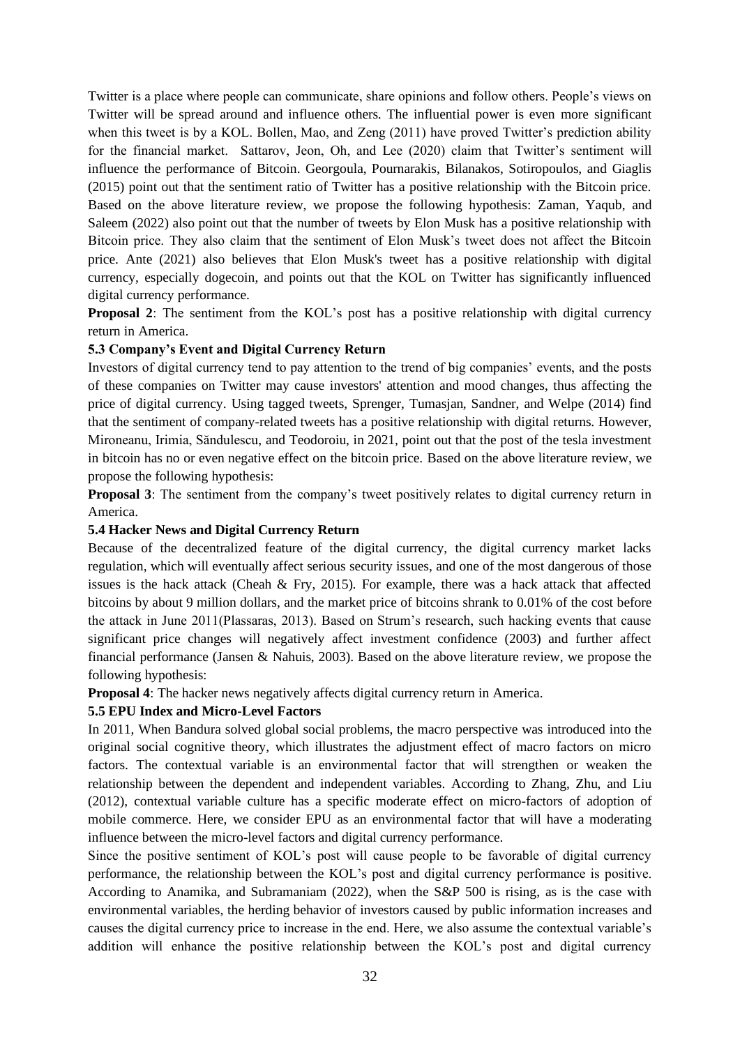Twitter is a place where people can communicate, share opinions and follow others. People's views on Twitter will be spread around and influence others. The influential power is even more significant when this tweet is by a KOL. Bollen, Mao, and Zeng (2011) have proved Twitter's prediction ability for the financial market. Sattarov, Jeon, Oh, and Lee (2020) claim that Twitter's sentiment will influence the performance of Bitcoin. Georgoula, Pournarakis, Bilanakos, Sotiropoulos, and Giaglis (2015) point out that the sentiment ratio of Twitter has a positive relationship with the Bitcoin price. Based on the above literature review, we propose the following hypothesis: Zaman, Yaqub, and Saleem (2022) also point out that the number of tweets by Elon Musk has a positive relationship with Bitcoin price. They also claim that the sentiment of Elon Musk's tweet does not affect the Bitcoin price. Ante (2021) also believes that Elon Musk's tweet has a positive relationship with digital currency, especially dogecoin, and points out that the KOL on Twitter has significantly influenced digital currency performance.

**Proposal 2**: The sentiment from the KOL's post has a positive relationship with digital currency return in America.

### 5.3 Company's Event and Digital Currency Return

Investors of digital currency tend to pay attention to the trend of big companies' events, and the posts of these companies on Twitter may cause investors' attention and mood changes, thus affecting the price of digital currency. Using tagged tweets, Sprenger, Tumasjan, Sandner, and Welpe (2014) find that the sentiment of company-related tweets has a positive relationship with digital returns. However, Mironeanu, Irimia, Săndulescu, and Teodoroiu, in 2021, point out that the post of the tesla investment in bitcoin has no or even negative effect on the bitcoin price. Based on the above literature review, we propose the following hypothesis:

**Proposal 3**: The sentiment from the company's tweet positively relates to digital currency return in America.

### 5.4 Hacker News and Digital Currency Return

Because of the decentralized feature of the digital currency, the digital currency market lacks regulation, which will eventually affect serious security issues, and one of the most dangerous of those issues is the hack attack (Cheah & Fry, 2015). For example, there was a hack attack that affected bitcoins by about 9 million dollars, and the market price of bitcoins shrank to 0.01% of the cost before the attack in June 2011(Plassaras, 2013). Based on Strum's research, such hacking events that cause significant price changes will negatively affect investment confidence (2003) and further affect financial performance (Jansen & Nahuis, 2003). Based on the above literature review, we propose the following hypothesis:

**Proposal 4**: The hacker news negatively affects digital currency return in America.

### 5.5 EPU Index and Micro-Level Factors

In 2011, When Bandura solved global social problems, the macro perspective was introduced into the original social cognitive theory, which illustrates the adjustment effect of macro factors on micro factors. The contextual variable is an environmental factor that will strengthen or weaken the relationship between the dependent and independent variables. According to Zhang, Zhu, and Liu (2012), contextual variable culture has a specific moderate effect on micro-factors of adoption of mobile commerce. Here, we consider EPU as an environmental factor that will have a moderating influence between the micro-level factors and digital currency performance.

Since the positive sentiment of KOL's post will cause people to be favorable of digital currency performance, the relationship between the KOL's post and digital currency performance is positive. According to Anamika, and Subramaniam (2022), when the S&P 500 is rising, as is the case with environmental variables, the herding behavior of investors caused by public information increases and causes the digital currency price to increase in the end. Here, we also assume the contextual variable's addition will enhance the positive relationship between the KOL's post and digital currency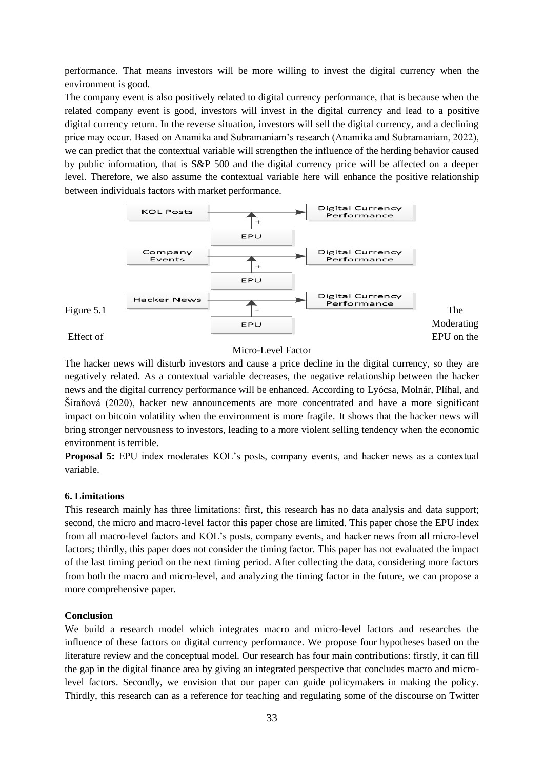performance. That means investors will be more willing to invest the digital currency when the environment is good.

The company event is also positively related to digital currency performance, that is because when the related company event is good, investors will invest in the digital currency and lead to a positive digital currency return. In the reverse situation, investors will sell the digital currency, and a declining price may occur. Based on Anamika and Subramaniam's research (Anamika and Subramaniam, 2022), we can predict that the contextual variable will strengthen the influence of the herding behavior caused by public information, that is S&P 500 and the digital currency price will be affected on a deeper level. Therefore, we also assume the contextual variable here will enhance the positive relationship between individuals factors with market performance.

KOL Posts → Digital Currency Performance (EPU: +)

Company Events → Digital Currency Performance (EPU: +)

Hacker News → Digital Currency Performance (EPU: -)

Figure 5.1 The Moderating Effect of EPU on the Micro-Level Factor

The hacker news will disturb investors and cause a price decline in the digital currency, so they are negatively related. As a contextual variable decreases, the negative relationship between the hacker news and the digital currency performance will be enhanced. According to Lyócsa, Molnár, Plíhal, and Širaňová (2020), hacker new announcements are more concentrated and have a more significant impact on bitcoin volatility when the environment is more fragile. It shows that the hacker news will bring stronger nervousness to investors, leading to a more violent selling tendency when the economic environment is terrible.

**Proposal 5:** EPU index moderates KOL's posts, company events, and hacker news as a contextual variable.

### 6. Limitations

This research mainly has three limitations: first, this research has no data analysis and data support; second, the micro and macro-level factor this paper chose are limited. This paper chose the EPU index from all macro-level factors and KOL's posts, company events, and hacker news from all micro-level factors; thirdly, this paper does not consider the timing factor. This paper has not evaluated the impact of the last timing period on the next timing period. After collecting the data, considering more factors from both the macro and micro-level, and analyzing the timing factor in the future, we can propose a more comprehensive paper.

### Conclusion

We build a research model which integrates macro and micro-level factors and researches the influence of these factors on digital currency performance. We propose four hypotheses based on the literature review and the conceptual model. Our research has four main contributions: firstly, it can fill the gap in the digital finance area by giving an integrated perspective that concludes macro and micro-level factors. Secondly, we envision that our paper can guide policymakers in making the policy. Thirdly, this research can as a reference for teaching and regulating some of the discourse on Twitter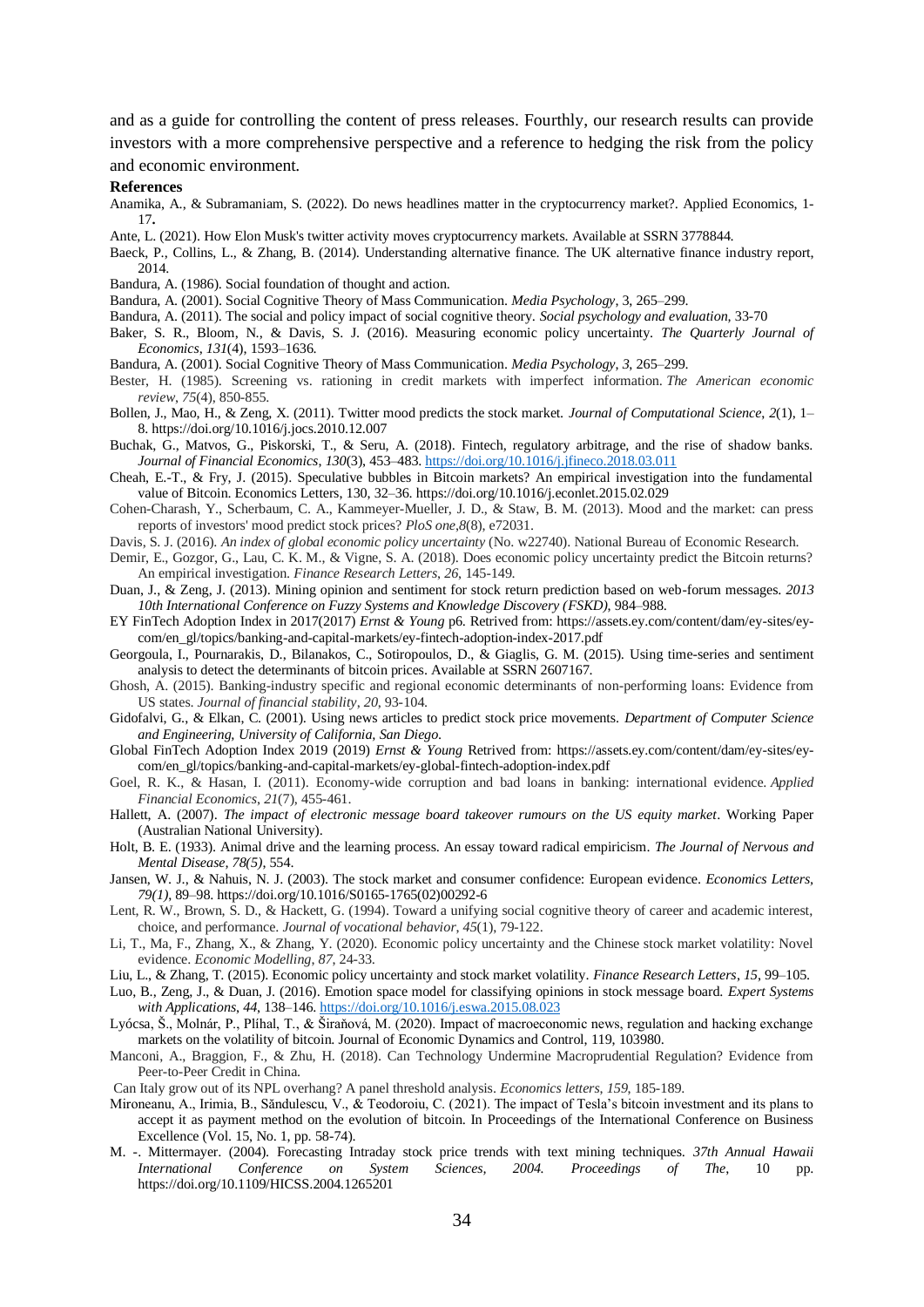and as a guide for controlling the content of press releases. Fourthly, our research results can provide investors with a more comprehensive perspective and a reference to hedging the risk from the policy and economic environment.

**References**

Anamika, A., & Subramaniam, S. (2022). Do news headlines matter in the cryptocurrency market?. Applied Economics, 1-17**.**

Ante, L. (2021). How Elon Musk's twitter activity moves cryptocurrency markets. Available at SSRN 3778844.

Baeck, P., Collins, L., & Zhang, B. (2014). Understanding alternative finance. The UK alternative finance industry report, 2014.

Bandura, A. (1986). Social foundation of thought and action.

Bandura, A. (2001). Social Cognitive Theory of Mass Communication. *Media Psychology*, 3, 265–299.

Bandura, A. (2011). The social and policy impact of social cognitive theory. *Social psychology and evaluation,* 33-70

Baker, S. R., Bloom, N., & Davis, S. J. (2016). Measuring economic policy uncertainty. *The Quarterly Journal of Economics*, *131*(4), 1593–1636.

Bandura, A. (2001). Social Cognitive Theory of Mass Communication. *Media Psychology*, *3*, 265–299.

Bester, H. (1985). Screening vs. rationing in credit markets with imperfect information. *The American economic review*, *75*(4), 850-855.

Bollen, J., Mao, H., & Zeng, X. (2011). Twitter mood predicts the stock market. *Journal of Computational Science*, *2*(1), 1–8. https://doi.org/10.1016/j.jocs.2010.12.007

Buchak, G., Matvos, G., Piskorski, T., & Seru, A. (2018). Fintech, regulatory arbitrage, and the rise of shadow banks. *Journal of Financial Economics*, *130*(3), 453–483. https://doi.org/10.1016/j.jfineco.2018.03.011

Cheah, E.-T., & Fry, J. (2015). Speculative bubbles in Bitcoin markets? An empirical investigation into the fundamental value of Bitcoin. Economics Letters, 130, 32–36. https://doi.org/10.1016/j.econlet.2015.02.029

Cohen-Charash, Y., Scherbaum, C. A., Kammeyer-Mueller, J. D., & Staw, B. M. (2013). Mood and the market: can press reports of investors' mood predict stock prices? *PloS one*,*8*(8), e72031.

Davis, S. J. (2016). *An index of global economic policy uncertainty* (No. w22740). National Bureau of Economic Research.

Demir, E., Gozgor, G., Lau, C. K. M., & Vigne, S. A. (2018). Does economic policy uncertainty predict the Bitcoin returns? An empirical investigation. *Finance Research Letters*, *26*, 145-149.

Duan, J., & Zeng, J. (2013). Mining opinion and sentiment for stock return prediction based on web-forum messages. *2013 10th International Conference on Fuzzy Systems and Knowledge Discovery (FSKD)*, 984–988.

EY FinTech Adoption Index in 2017(2017) *Ernst & Young* p6. Retrived from: https://assets.ey.com/content/dam/ey-sites/ey-com/en_gl/topics/banking-and-capital-markets/ey-fintech-adoption-index-2017.pdf

Georgoula, I., Pournarakis, D., Bilanakos, C., Sotiropoulos, D., & Giaglis, G. M. (2015). Using time-series and sentiment analysis to detect the determinants of bitcoin prices. Available at SSRN 2607167.

Ghosh, A. (2015). Banking-industry specific and regional economic determinants of non-performing loans: Evidence from US states. *Journal of financial stability*, *20*, 93-104.

Gidofalvi, G., & Elkan, C. (2001). Using news articles to predict stock price movements. *Department of Computer Science and Engineering, University of California, San Diego*.

Global FinTech Adoption Index 2019 (2019) *Ernst & Young* Retrived from: https://assets.ey.com/content/dam/ey-sites/ey-com/en_gl/topics/banking-and-capital-markets/ey-global-fintech-adoption-index.pdf

Goel, R. K., & Hasan, I. (2011). Economy-wide corruption and bad loans in banking: international evidence. *Applied Financial Economics*, *21*(7), 455-461.

Hallett, A. (2007). *The impact of electronic message board takeover rumours on the US equity market*. Working Paper (Australian National University).

Holt, B. E. (1933). Animal drive and the learning process. An essay toward radical empiricism. *The Journal of Nervous and Mental Disease, 78(5)*, 554.

Jansen, W. J., & Nahuis, N. J. (2003). The stock market and consumer confidence: European evidence. *Economics Letters*, *79(1)*, 89–98. https://doi.org/10.1016/S0165-1765(02)00292-6

Lent, R. W., Brown, S. D., & Hackett, G. (1994). Toward a unifying social cognitive theory of career and academic interest, choice, and performance. *Journal of vocational behavior*, *45*(1), 79-122.

Li, T., Ma, F., Zhang, X., & Zhang, Y. (2020). Economic policy uncertainty and the Chinese stock market volatility: Novel evidence. *Economic Modelling*, *87*, 24-33.

Liu, L., & Zhang, T. (2015). Economic policy uncertainty and stock market volatility. *Finance Research Letters*, *15*, 99–105.

Luo, B., Zeng, J., & Duan, J. (2016). Emotion space model for classifying opinions in stock message board. *Expert Systems with Applications*, *44*, 138–146. https://doi.org/10.1016/j.eswa.2015.08.023

Lyócsa, Š., Molnár, P., Plíhal, T., & Širaňová, M. (2020). Impact of macroeconomic news, regulation and hacking exchange markets on the volatility of bitcoin. Journal of Economic Dynamics and Control, 119, 103980.

Manconi, A., Braggion, F., & Zhu, H. (2018). Can Technology Undermine Macroprudential Regulation? Evidence from Peer-to-Peer Credit in China.

Can Italy grow out of its NPL overhang? A panel threshold analysis. *Economics letters*, *159*, 185-189.

Mironeanu, A., Irimia, B., Săndulescu, V., & Teodoroiu, C. (2021). The impact of Tesla's bitcoin investment and its plans to accept it as payment method on the evolution of bitcoin. In Proceedings of the International Conference on Business Excellence (Vol. 15, No. 1, pp. 58-74).

M. -. Mittermayer. (2004). Forecasting Intraday stock price trends with text mining techniques. *37th Annual Hawaii International Conference on System Sciences, 2004. Proceedings of The,* 10 pp. https://doi.org/10.1109/HICSS.2004.1265201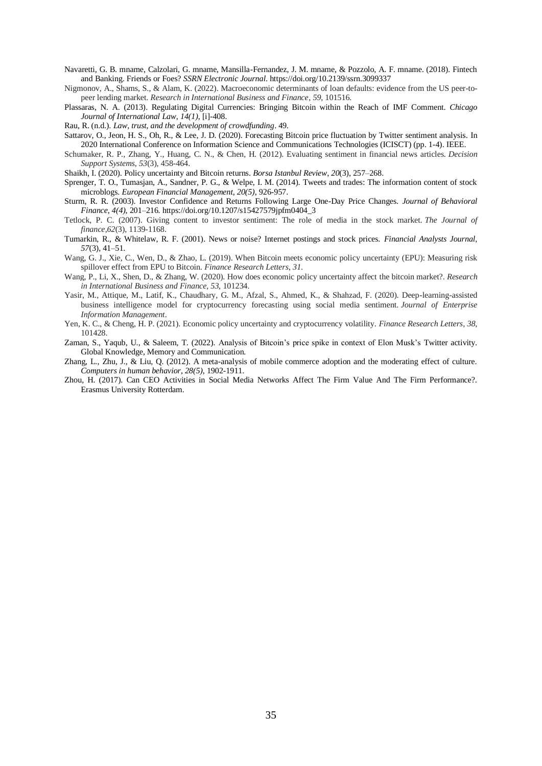Navaretti, G. B. mname, Calzolari, G. mname, Mansilla-Fernandez, J. M. mname, & Pozzolo, A. F. mname. (2018). Fintech and Banking. Friends or Foes? *SSRN Electronic Journal*. https://doi.org/10.2139/ssrn.3099337

Nigmonov, A., Shams, S., & Alam, K. (2022). Macroeconomic determinants of loan defaults: evidence from the US peer-to-peer lending market. *Research in International Business and Finance*, *59*, 101516.

Plassaras, N. A. (2013). Regulating Digital Currencies: Bringing Bitcoin within the Reach of IMF Comment. *Chicago Journal of International Law, 14(1)*, [i]-408.

Rau, R. (n.d.). *Law, trust, and the development of crowdfunding*. 49.

Sattarov, O., Jeon, H. S., Oh, R., & Lee, J. D. (2020). Forecasting Bitcoin price fluctuation by Twitter sentiment analysis. In 2020 International Conference on Information Science and Communications Technologies (ICISCT) (pp. 1-4). IEEE.

Schumaker, R. P., Zhang, Y., Huang, C. N., & Chen, H. (2012). Evaluating sentiment in financial news articles. *Decision Support Systems*, *53*(3), 458-464.

Shaikh, I. (2020). Policy uncertainty and Bitcoin returns. *Borsa Istanbul Review*, *20*(3), 257–268.

Sprenger, T. O., Tumasjan, A., Sandner, P. G., & Welpe, I. M. (2014). Tweets and trades: The information content of stock microblogs. *European Financial Management, 20(5)*, 926-957.

Sturm, R. R. (2003). Investor Confidence and Returns Following Large One-Day Price Changes. *Journal of Behavioral Finance, 4(4)*, 201–216. https://doi.org/10.1207/s15427579jpfm0404_3

Tetlock, P. C. (2007). Giving content to investor sentiment: The role of media in the stock market. *The Journal of finance*,*62*(3), 1139-1168.

Tumarkin, R., & Whitelaw, R. F. (2001). News or noise? Internet postings and stock prices. *Financial Analysts Journal*, *57*(3), 41–51.

Wang, G. J., Xie, C., Wen, D., & Zhao, L. (2019). When Bitcoin meets economic policy uncertainty (EPU): Measuring risk spillover effect from EPU to Bitcoin. *Finance Research Letters*, *31*.

Wang, P., Li, X., Shen, D., & Zhang, W. (2020). How does economic policy uncertainty affect the bitcoin market?. *Research in International Business and Finance*, *53*, 101234.

Yasir, M., Attique, M., Latif, K., Chaudhary, G. M., Afzal, S., Ahmed, K., & Shahzad, F. (2020). Deep-learning-assisted business intelligence model for cryptocurrency forecasting using social media sentiment. *Journal of Enterprise Information Management*.

Yen, K. C., & Cheng, H. P. (2021). Economic policy uncertainty and cryptocurrency volatility. *Finance Research Letters*, *38*, 101428.

Zaman, S., Yaqub, U., & Saleem, T. (2022). Analysis of Bitcoin's price spike in context of Elon Musk's Twitter activity. Global Knowledge, Memory and Communication.

Zhang, L., Zhu, J., & Liu, Q. (2012). A meta-analysis of mobile commerce adoption and the moderating effect of culture. *Computers in human behavior, 28(5)*, 1902-1911.

Zhou, H. (2017). Can CEO Activities in Social Media Networks Affect The Firm Value And The Firm Performance?. Erasmus University Rotterdam.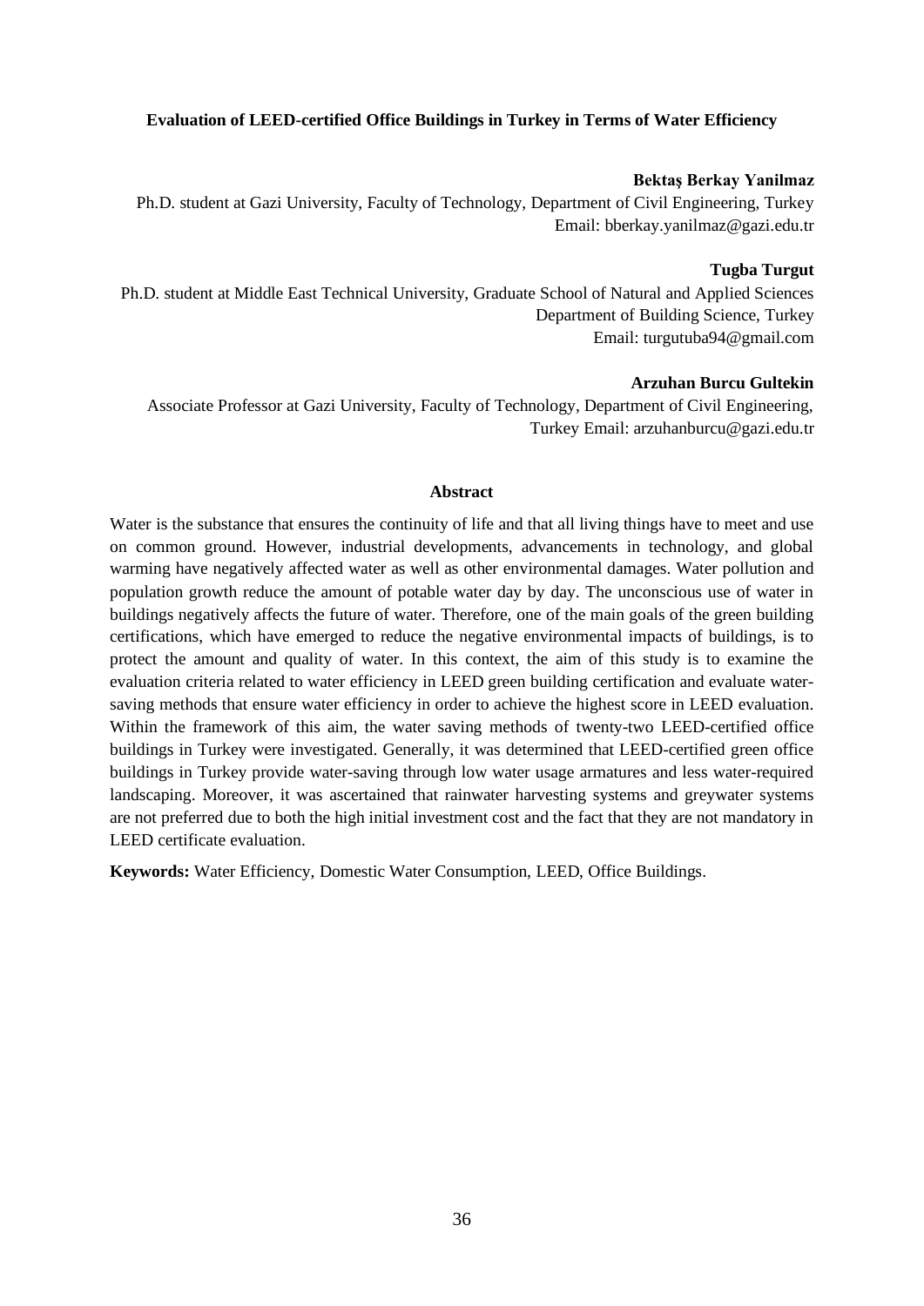## Evaluation of LEED-certified Office Buildings in Turkey in Terms of Water Efficiency

**Bektaş Berkay Yanilmaz**

Ph.D. student at Gazi University, Faculty of Technology, Department of Civil Engineering, Turkey
Email: bberkay.yanilmaz@gazi.edu.tr

**Tugba Turgut**

Ph.D. student at Middle East Technical University, Graduate School of Natural and Applied Sciences
Department of Building Science, Turkey
Email: turgutuba94@gmail.com

**Arzuhan Burcu Gultekin**

Associate Professor at Gazi University, Faculty of Technology, Department of Civil Engineering, Turkey Email: arzuhanburcu@gazi.edu.tr

### Abstract

Water is the substance that ensures the continuity of life and that all living things have to meet and use on common ground. However, industrial developments, advancements in technology, and global warming have negatively affected water as well as other environmental damages. Water pollution and population growth reduce the amount of potable water day by day. The unconscious use of water in buildings negatively affects the future of water. Therefore, one of the main goals of the green building certifications, which have emerged to reduce the negative environmental impacts of buildings, is to protect the amount and quality of water. In this context, the aim of this study is to examine the evaluation criteria related to water efficiency in LEED green building certification and evaluate water-saving methods that ensure water efficiency in order to achieve the highest score in LEED evaluation. Within the framework of this aim, the water saving methods of twenty-two LEED-certified office buildings in Turkey were investigated. Generally, it was determined that LEED-certified green office buildings in Turkey provide water-saving through low water usage armatures and less water-required landscaping. Moreover, it was ascertained that rainwater harvesting systems and greywater systems are not preferred due to both the high initial investment cost and the fact that they are not mandatory in LEED certificate evaluation.

**Keywords:** Water Efficiency, Domestic Water Consumption, LEED, Office Buildings.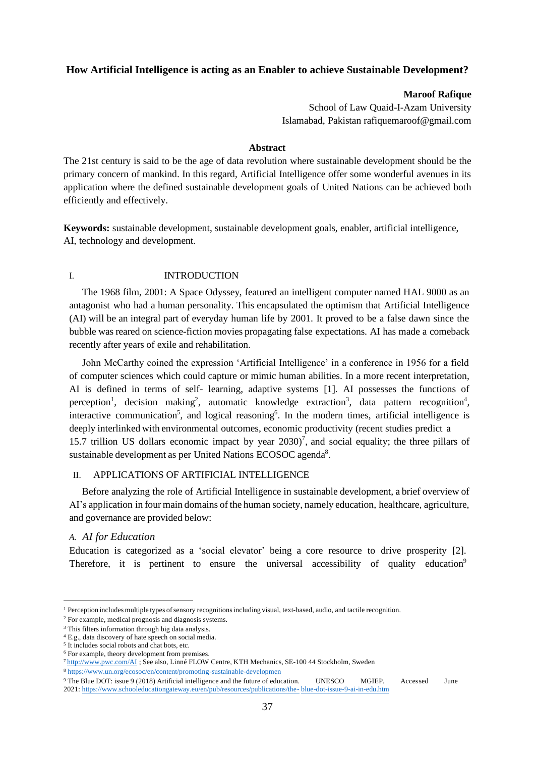## How Artificial Intelligence is acting as an Enabler to achieve Sustainable Development?

**Maroof Rafique**

School of Law Quaid-I-Azam University
Islamabad, Pakistan rafiquemaroof@gmail.com

### Abstract

The 21st century is said to be the age of data revolution where sustainable development should be the primary concern of mankind. In this regard, Artificial Intelligence offer some wonderful avenues in its application where the defined sustainable development goals of United Nations can be achieved both efficiently and effectively.

**Keywords:** sustainable development, sustainable development goals, enabler, artificial intelligence, AI, technology and development.

## I. INTRODUCTION

The 1968 film, 2001: A Space Odyssey, featured an intelligent computer named HAL 9000 as an antagonist who had a human personality. This encapsulated the optimism that Artificial Intelligence (AI) will be an integral part of everyday human life by 2001. It proved to be a false dawn since the bubble was reared on science-fiction movies propagating false expectations. AI has made a comeback recently after years of exile and rehabilitation.

John McCarthy coined the expression 'Artificial Intelligence' in a conference in 1956 for a field of computer sciences which could capture or mimic human abilities. In a more recent interpretation, AI is defined in terms of self- learning, adaptive systems [1]. AI possesses the functions of perception[1], decision making[2], automatic knowledge extraction[3], data pattern recognition[4], interactive communication[5], and logical reasoning[6]. In the modern times, artificial intelligence is deeply interlinked with environmental outcomes, economic productivity (recent studies predict a 15.7 trillion US dollars economic impact by year 2030)[7], and social equality; the three pillars of sustainable development as per United Nations ECOSOC agenda[8].

## II. APPLICATIONS OF ARTIFICIAL INTELLIGENCE

Before analyzing the role of Artificial Intelligence in sustainable development, a brief overview of AI's application in four main domains of the human society, namely education, healthcare, agriculture, and governance are provided below:

### *A. AI for Education*

Education is categorized as a 'social elevator' being a core resource to drive prosperity [2]. Therefore, it is pertinent to ensure the universal accessibility of quality education[9]

---

[1] Perception includes multiple types of sensory recognitions including visual, text-based, audio, and tactile recognition.

[2] For example, medical prognosis and diagnosis systems.

[3] This filters information through big data analysis.

[4] E.g., data discovery of hate speech on social media.

[5] It includes social robots and chat bots, etc.

[6] For example, theory development from premises.

[7] http://www.pwc.com/AI ; See also, Linné FLOW Centre, KTH Mechanics, SE-100 44 Stockholm, Sweden

[8] https://www.un.org/ecosoc/en/content/promoting-sustainable-developmen

[9] The Blue DOT: issue 9 (2018) Artificial intelligence and the future of education. UNESCO MGIEP. Accessed June 2021: https://www.schooleducationgateway.eu/en/pub/resources/publications/the-blue-dot-issue-9-ai-in-edu.htm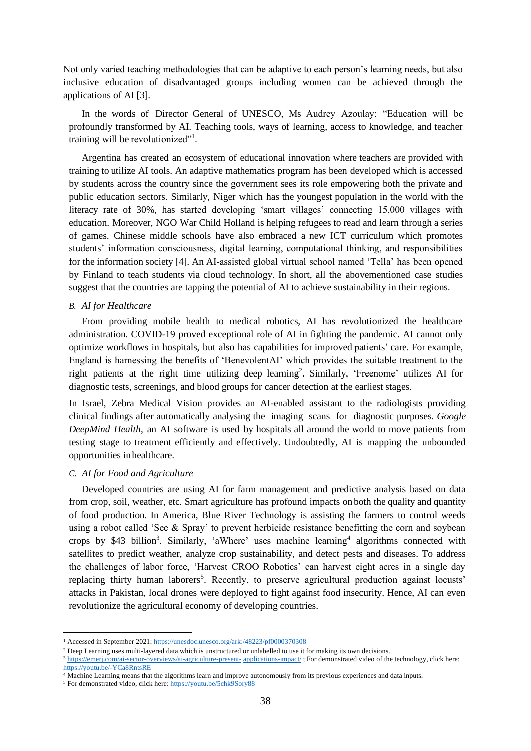Not only varied teaching methodologies that can be adaptive to each person's learning needs, but also inclusive education of disadvantaged groups including women can be achieved through the applications of AI [3].

In the words of Director General of UNESCO, Ms Audrey Azoulay: "Education will be profoundly transformed by AI. Teaching tools, ways of learning, access to knowledge, and teacher training will be revolutionized"[1].

Argentina has created an ecosystem of educational innovation where teachers are provided with training to utilize AI tools. An adaptive mathematics program has been developed which is accessed by students across the country since the government sees its role empowering both the private and public education sectors. Similarly, Niger which has the youngest population in the world with the literacy rate of 30%, has started developing 'smart villages' connecting 15,000 villages with education. Moreover, NGO War Child Holland is helping refugees to read and learn through a series of games. Chinese middle schools have also embraced a new ICT curriculum which promotes students' information consciousness, digital learning, computational thinking, and responsibilities for the information society [4]. An AI-assisted global virtual school named 'Tella' has been opened by Finland to teach students via cloud technology. In short, all the abovementioned case studies suggest that the countries are tapping the potential of AI to achieve sustainability in their regions.

### *B. AI for Healthcare*

From providing mobile health to medical robotics, AI has revolutionized the healthcare administration. COVID-19 proved exceptional role of AI in fighting the pandemic. AI cannot only optimize workflows in hospitals, but also has capabilities for improved patients' care. For example, England is harnessing the benefits of 'BenevolentAI' which provides the suitable treatment to the right patients at the right time utilizing deep learning[2]. Similarly, 'Freenome' utilizes AI for diagnostic tests, screenings, and blood groups for cancer detection at the earliest stages.

In Israel, Zebra Medical Vision provides an AI-enabled assistant to the radiologists providing clinical findings after automatically analysing the imaging scans for diagnostic purposes. *Google DeepMind Health*, an AI software is used by hospitals all around the world to move patients from testing stage to treatment efficiently and effectively. Undoubtedly, AI is mapping the unbounded opportunities in healthcare.

### *C. AI for Food and Agriculture*

Developed countries are using AI for farm management and predictive analysis based on data from crop, soil, weather, etc. Smart agriculture has profound impacts on both the quality and quantity of food production. In America, Blue River Technology is assisting the farmers to control weeds using a robot called 'See & Spray' to prevent herbicide resistance benefitting the corn and soybean crops by $43 billion[3]. Similarly, 'aWhere' uses machine learning[4] algorithms connected with satellites to predict weather, analyze crop sustainability, and detect pests and diseases. To address the challenges of labor force, 'Harvest CROO Robotics' can harvest eight acres in a single day replacing thirty human laborers[5]. Recently, to preserve agricultural production against locusts' attacks in Pakistan, local drones were deployed to fight against food insecurity. Hence, AI can even revolutionize the agricultural economy of developing countries.

---

[1] Accessed in September 2021: https://unesdoc.unesco.org/ark:/48223/pf0000370308

[2] Deep Learning uses multi-layered data which is unstructured or unlabelled to use it for making its own decisions.

[3] https://emerj.com/ai-sector-overviews/ai-agriculture-present- applications-impact/ ; For demonstrated video of the technology, click here: https://youtu.be/-YCa8RntsRE

[4] Machine Learning means that the algorithms learn and improve autonomously from its previous experiences and data inputs.

[5] For demonstrated video, click here: https://youtu.be/5chk9Sory88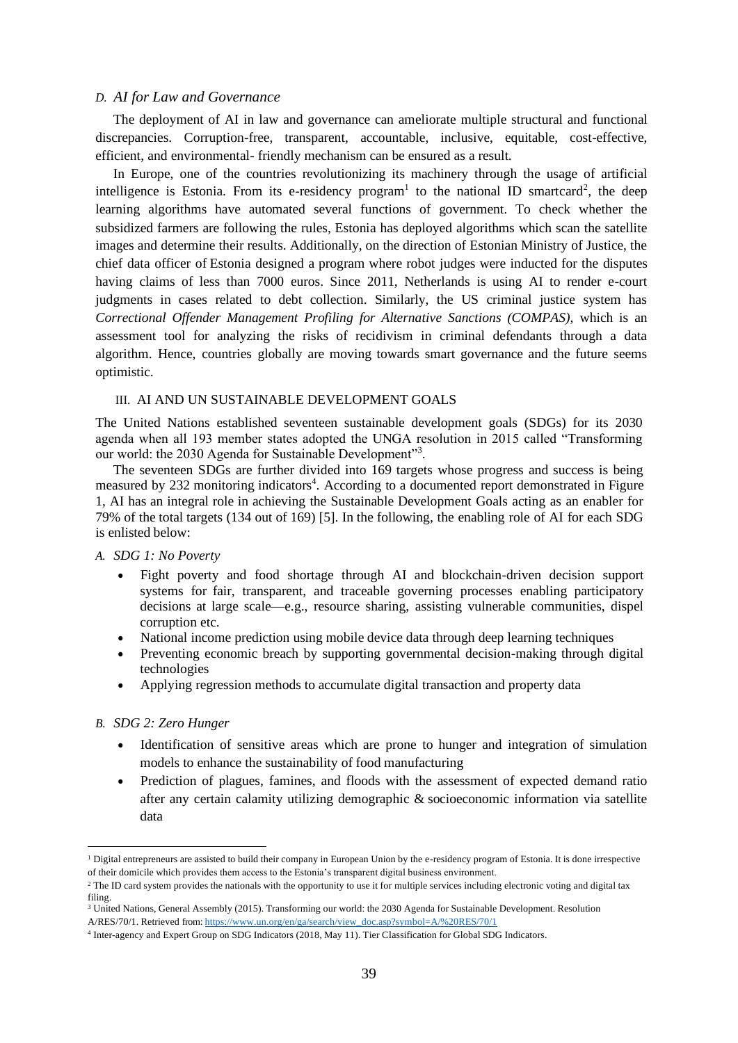### D. *AI for Law and Governance*

The deployment of AI in law and governance can ameliorate multiple structural and functional discrepancies. Corruption-free, transparent, accountable, inclusive, equitable, cost-effective, efficient, and environmental- friendly mechanism can be ensured as a result.

In Europe, one of the countries revolutionizing its machinery through the usage of artificial intelligence is Estonia. From its e-residency program[1] to the national ID smartcard[2], the deep learning algorithms have automated several functions of government. To check whether the subsidized farmers are following the rules, Estonia has deployed algorithms which scan the satellite images and determine their results. Additionally, on the direction of Estonian Ministry of Justice, the chief data officer of Estonia designed a program where robot judges were inducted for the disputes having claims of less than 7000 euros. Since 2011, Netherlands is using AI to render e-court judgments in cases related to debt collection. Similarly, the US criminal justice system has *Correctional Offender Management Profiling for Alternative Sanctions (COMPAS)*, which is an assessment tool for analyzing the risks of recidivism in criminal defendants through a data algorithm. Hence, countries globally are moving towards smart governance and the future seems optimistic.

## III. AI AND UN SUSTAINABLE DEVELOPMENT GOALS

The United Nations established seventeen sustainable development goals (SDGs) for its 2030 agenda when all 193 member states adopted the UNGA resolution in 2015 called "Transforming our world: the 2030 Agenda for Sustainable Development"[3].

The seventeen SDGs are further divided into 169 targets whose progress and success is being measured by 232 monitoring indicators[4]. According to a documented report demonstrated in Figure 1, AI has an integral role in achieving the Sustainable Development Goals acting as an enabler for 79% of the total targets (134 out of 169) [5]. In the following, the enabling role of AI for each SDG is enlisted below:

### A. *SDG 1: No Poverty*

- Fight poverty and food shortage through AI and blockchain-driven decision support systems for fair, transparent, and traceable governing processes enabling participatory decisions at large scale—e.g., resource sharing, assisting vulnerable communities, dispel corruption etc.
- National income prediction using mobile device data through deep learning techniques
- Preventing economic breach by supporting governmental decision-making through digital technologies
- Applying regression methods to accumulate digital transaction and property data

### B. *SDG 2: Zero Hunger*

- Identification of sensitive areas which are prone to hunger and integration of simulation models to enhance the sustainability of food manufacturing
- Prediction of plagues, famines, and floods with the assessment of expected demand ratio after any certain calamity utilizing demographic & socioeconomic information via satellite data

---

[1] Digital entrepreneurs are assisted to build their company in European Union by the e-residency program of Estonia. It is done irrespective of their domicile which provides them access to the Estonia's transparent digital business environment.

[2] The ID card system provides the nationals with the opportunity to use it for multiple services including electronic voting and digital tax filing.

[3] United Nations, General Assembly (2015). Transforming our world: the 2030 Agenda for Sustainable Development. Resolution A/RES/70/1. Retrieved from: https://www.un.org/en/ga/search/view_doc.asp?symbol=A/%20RES/70/1

[4] Inter-agency and Expert Group on SDG Indicators (2018, May 11). Tier Classification for Global SDG Indicators.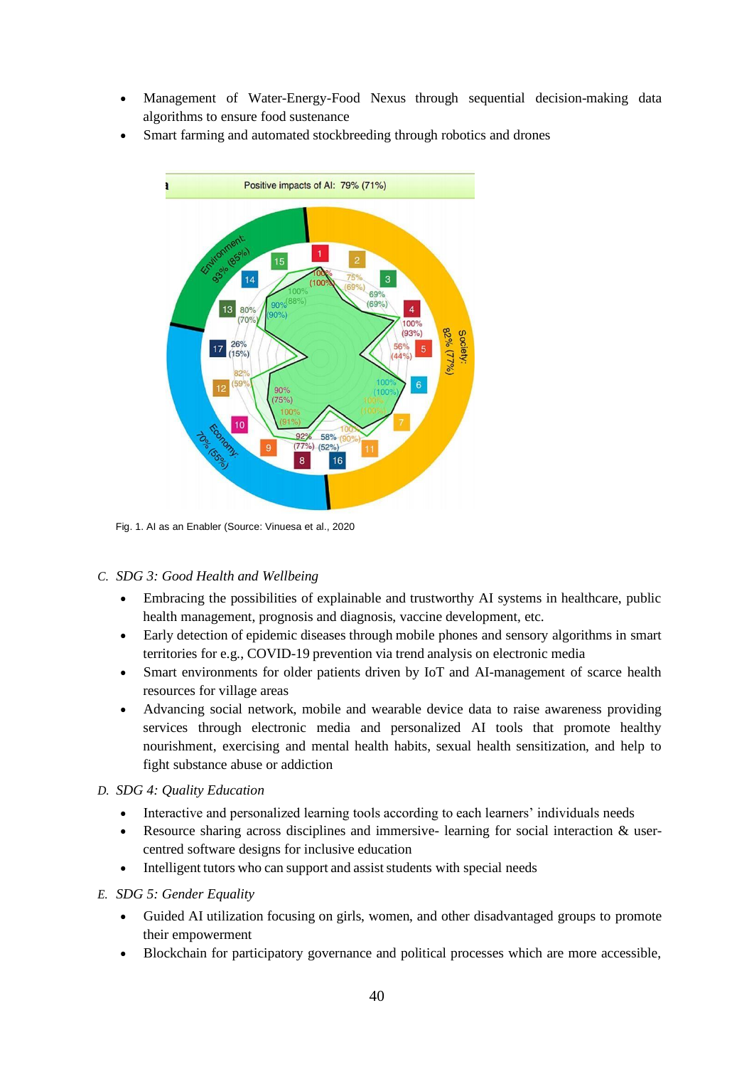- Management of Water-Energy-Food Nexus through sequential decision-making data algorithms to ensure food sustenance
- Smart farming and automated stockbreeding through robotics and drones

Fig. 1. AI as an Enabler (Source: Vinuesa et al., 2020

*C. SDG 3: Good Health and Wellbeing*

- Embracing the possibilities of explainable and trustworthy AI systems in healthcare, public health management, prognosis and diagnosis, vaccine development, etc.
- Early detection of epidemic diseases through mobile phones and sensory algorithms in smart territories for e.g., COVID-19 prevention via trend analysis on electronic media
- Smart environments for older patients driven by IoT and AI-management of scarce health resources for village areas
- Advancing social network, mobile and wearable device data to raise awareness providing services through electronic media and personalized AI tools that promote healthy nourishment, exercising and mental health habits, sexual health sensitization, and help to fight substance abuse or addiction

*D. SDG 4: Quality Education*

- Interactive and personalized learning tools according to each learners' individuals needs
- Resource sharing across disciplines and immersive- learning for social interaction & user-centred software designs for inclusive education
- Intelligent tutors who can support and assist students with special needs

*E. SDG 5: Gender Equality*

- Guided AI utilization focusing on girls, women, and other disadvantaged groups to promote their empowerment
- Blockchain for participatory governance and political processes which are more accessible,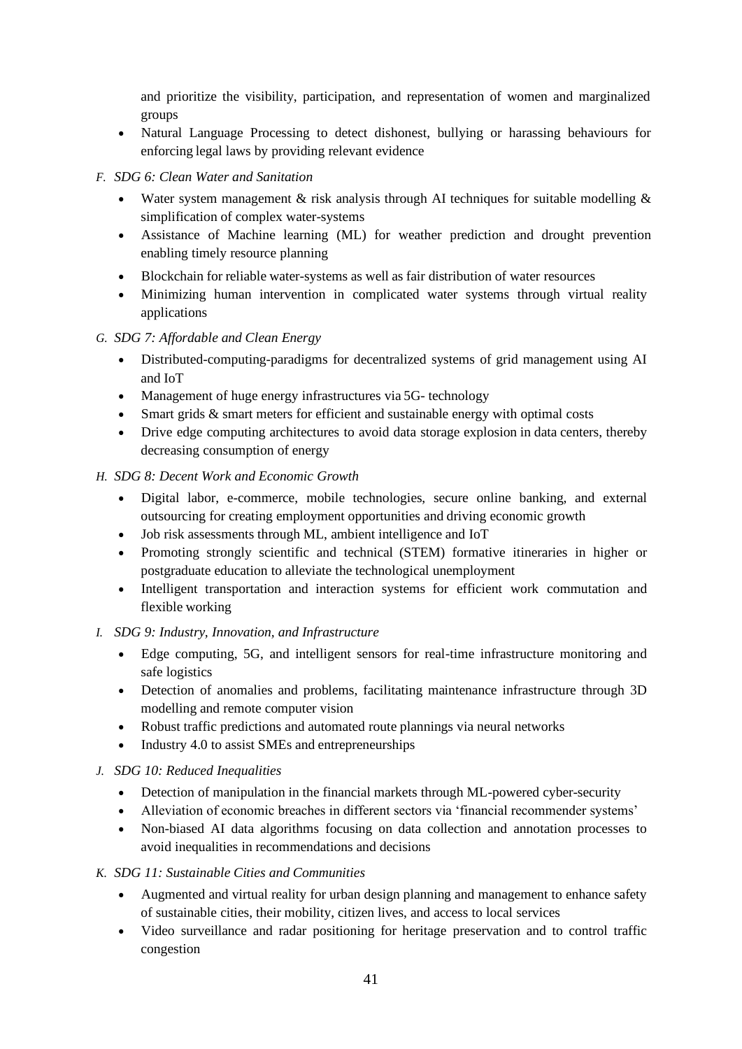and prioritize the visibility, participation, and representation of women and marginalized groups

- Natural Language Processing to detect dishonest, bullying or harassing behaviours for enforcing legal laws by providing relevant evidence

*F. SDG 6: Clean Water and Sanitation*

- Water system management & risk analysis through AI techniques for suitable modelling & simplification of complex water-systems
- Assistance of Machine learning (ML) for weather prediction and drought prevention enabling timely resource planning
- Blockchain for reliable water-systems as well as fair distribution of water resources
- Minimizing human intervention in complicated water systems through virtual reality applications

*G. SDG 7: Affordable and Clean Energy*

- Distributed-computing-paradigms for decentralized systems of grid management using AI and IoT
- Management of huge energy infrastructures via 5G- technology
- Smart grids & smart meters for efficient and sustainable energy with optimal costs
- Drive edge computing architectures to avoid data storage explosion in data centers, thereby decreasing consumption of energy

*H. SDG 8: Decent Work and Economic Growth*

- Digital labor, e-commerce, mobile technologies, secure online banking, and external outsourcing for creating employment opportunities and driving economic growth
- Job risk assessments through ML, ambient intelligence and IoT
- Promoting strongly scientific and technical (STEM) formative itineraries in higher or postgraduate education to alleviate the technological unemployment
- Intelligent transportation and interaction systems for efficient work commutation and flexible working

*I. SDG 9: Industry, Innovation, and Infrastructure*

- Edge computing, 5G, and intelligent sensors for real-time infrastructure monitoring and safe logistics
- Detection of anomalies and problems, facilitating maintenance infrastructure through 3D modelling and remote computer vision
- Robust traffic predictions and automated route plannings via neural networks
- Industry 4.0 to assist SMEs and entrepreneurships

*J. SDG 10: Reduced Inequalities*

- Detection of manipulation in the financial markets through ML-powered cyber-security
- Alleviation of economic breaches in different sectors via 'financial recommender systems'
- Non-biased AI data algorithms focusing on data collection and annotation processes to avoid inequalities in recommendations and decisions

*K. SDG 11: Sustainable Cities and Communities*

- Augmented and virtual reality for urban design planning and management to enhance safety of sustainable cities, their mobility, citizen lives, and access to local services
- Video surveillance and radar positioning for heritage preservation and to control traffic congestion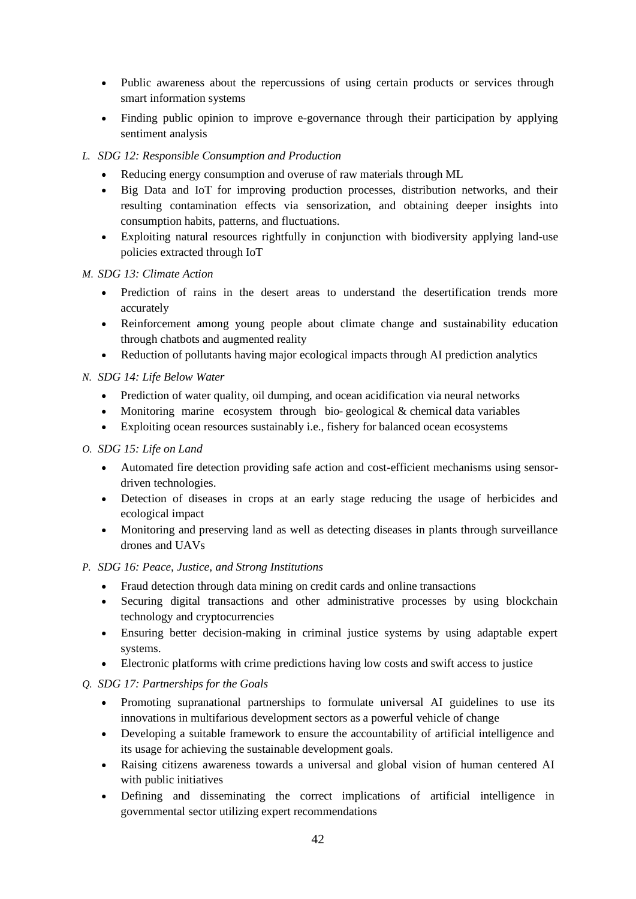- Public awareness about the repercussions of using certain products or services through smart information systems
- Finding public opinion to improve e-governance through their participation by applying sentiment analysis

*L. SDG 12: Responsible Consumption and Production*

- Reducing energy consumption and overuse of raw materials through ML
- Big Data and IoT for improving production processes, distribution networks, and their resulting contamination effects via sensorization, and obtaining deeper insights into consumption habits, patterns, and fluctuations.
- Exploiting natural resources rightfully in conjunction with biodiversity applying land-use policies extracted through IoT

*M. SDG 13: Climate Action*

- Prediction of rains in the desert areas to understand the desertification trends more accurately
- Reinforcement among young people about climate change and sustainability education through chatbots and augmented reality
- Reduction of pollutants having major ecological impacts through AI prediction analytics

*N. SDG 14: Life Below Water*

- Prediction of water quality, oil dumping, and ocean acidification via neural networks
- Monitoring marine ecosystem through bio- geological & chemical data variables
- Exploiting ocean resources sustainably i.e., fishery for balanced ocean ecosystems

*O. SDG 15: Life on Land*

- Automated fire detection providing safe action and cost-efficient mechanisms using sensor-driven technologies.
- Detection of diseases in crops at an early stage reducing the usage of herbicides and ecological impact
- Monitoring and preserving land as well as detecting diseases in plants through surveillance drones and UAVs

*P. SDG 16: Peace, Justice, and Strong Institutions*

- Fraud detection through data mining on credit cards and online transactions
- Securing digital transactions and other administrative processes by using blockchain technology and cryptocurrencies
- Ensuring better decision-making in criminal justice systems by using adaptable expert systems.
- Electronic platforms with crime predictions having low costs and swift access to justice

*Q. SDG 17: Partnerships for the Goals*

- Promoting supranational partnerships to formulate universal AI guidelines to use its innovations in multifarious development sectors as a powerful vehicle of change
- Developing a suitable framework to ensure the accountability of artificial intelligence and its usage for achieving the sustainable development goals.
- Raising citizens awareness towards a universal and global vision of human centered AI with public initiatives
- Defining and disseminating the correct implications of artificial intelligence in governmental sector utilizing expert recommendations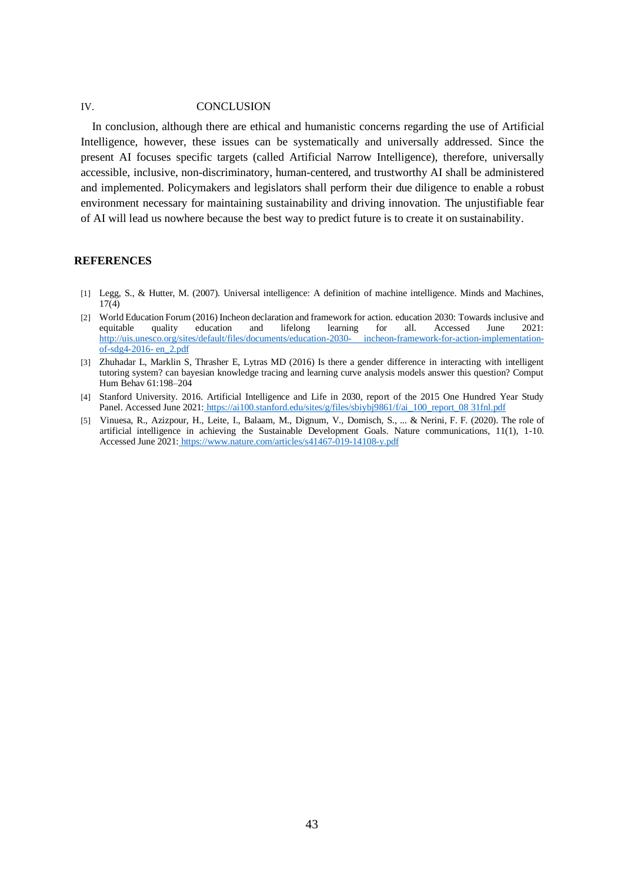## IV. CONCLUSION

In conclusion, although there are ethical and humanistic concerns regarding the use of Artificial Intelligence, however, these issues can be systematically and universally addressed. Since the present AI focuses specific targets (called Artificial Narrow Intelligence), therefore, universally accessible, inclusive, non-discriminatory, human-centered, and trustworthy AI shall be administered and implemented. Policymakers and legislators shall perform their due diligence to enable a robust environment necessary for maintaining sustainability and driving innovation. The unjustifiable fear of AI will lead us nowhere because the best way to predict future is to create it on sustainability.

## REFERENCES

[1] Legg, S., & Hutter, M. (2007). Universal intelligence: A definition of machine intelligence. Minds and Machines, 17(4)

[2] World Education Forum (2016) Incheon declaration and framework for action. education 2030: Towards inclusive and equitable quality education and lifelong learning for all. Accessed June 2021: http://uis.unesco.org/sites/default/files/documents/education-2030- incheon-framework-for-action-implementation-of-sdg4-2016- en_2.pdf

[3] Zhuhadar L, Marklin S, Thrasher E, Lytras MD (2016) Is there a gender difference in interacting with intelligent tutoring system? can bayesian knowledge tracing and learning curve analysis models answer this question? Comput Hum Behav 61:198–204

[4] Stanford University. 2016. Artificial Intelligence and Life in 2030, report of the 2015 One Hundred Year Study Panel. Accessed June 2021: https://ai100.stanford.edu/sites/g/files/sbiybj9861/f/ai_100_report_08 31fnl.pdf

[5] Vinuesa, R., Azizpour, H., Leite, I., Balaam, M., Dignum, V., Domisch, S., ... & Nerini, F. F. (2020). The role of artificial intelligence in achieving the Sustainable Development Goals. Nature communications, 11(1), 1-10. Accessed June 2021: https://www.nature.com/articles/s41467-019-14108-y.pdf